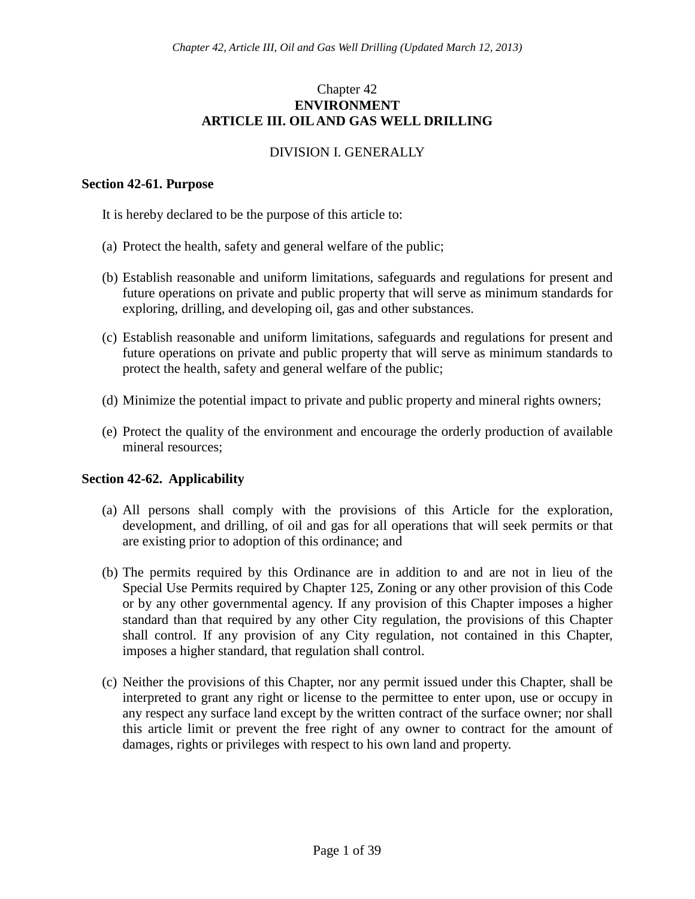# Chapter 42
# ENVIRONMENT
# ARTICLE III. OIL AND GAS WELL DRILLING

## DIVISION I. GENERALLY

### Section 42-61. Purpose

It is hereby declared to be the purpose of this article to:

(a) Protect the health, safety and general welfare of the public;

(b) Establish reasonable and uniform limitations, safeguards and regulations for present and future operations on private and public property that will serve as minimum standards for exploring, drilling, and developing oil, gas and other substances.

(c) Establish reasonable and uniform limitations, safeguards and regulations for present and future operations on private and public property that will serve as minimum standards to protect the health, safety and general welfare of the public;

(d) Minimize the potential impact to private and public property and mineral rights owners;

(e) Protect the quality of the environment and encourage the orderly production of available mineral resources;

### Section 42-62. Applicability

(a) All persons shall comply with the provisions of this Article for the exploration, development, and drilling, of oil and gas for all operations that will seek permits or that are existing prior to adoption of this ordinance; and

(b) The permits required by this Ordinance are in addition to and are not in lieu of the Special Use Permits required by Chapter 125, Zoning or any other provision of this Code or by any other governmental agency. If any provision of this Chapter imposes a higher standard than that required by any other City regulation, the provisions of this Chapter shall control. If any provision of any City regulation, not contained in this Chapter, imposes a higher standard, that regulation shall control.

(c) Neither the provisions of this Chapter, nor any permit issued under this Chapter, shall be interpreted to grant any right or license to the permittee to enter upon, use or occupy in any respect any surface land except by the written contract of the surface owner; nor shall this article limit or prevent the free right of any owner to contract for the amount of damages, rights or privileges with respect to his own land and property.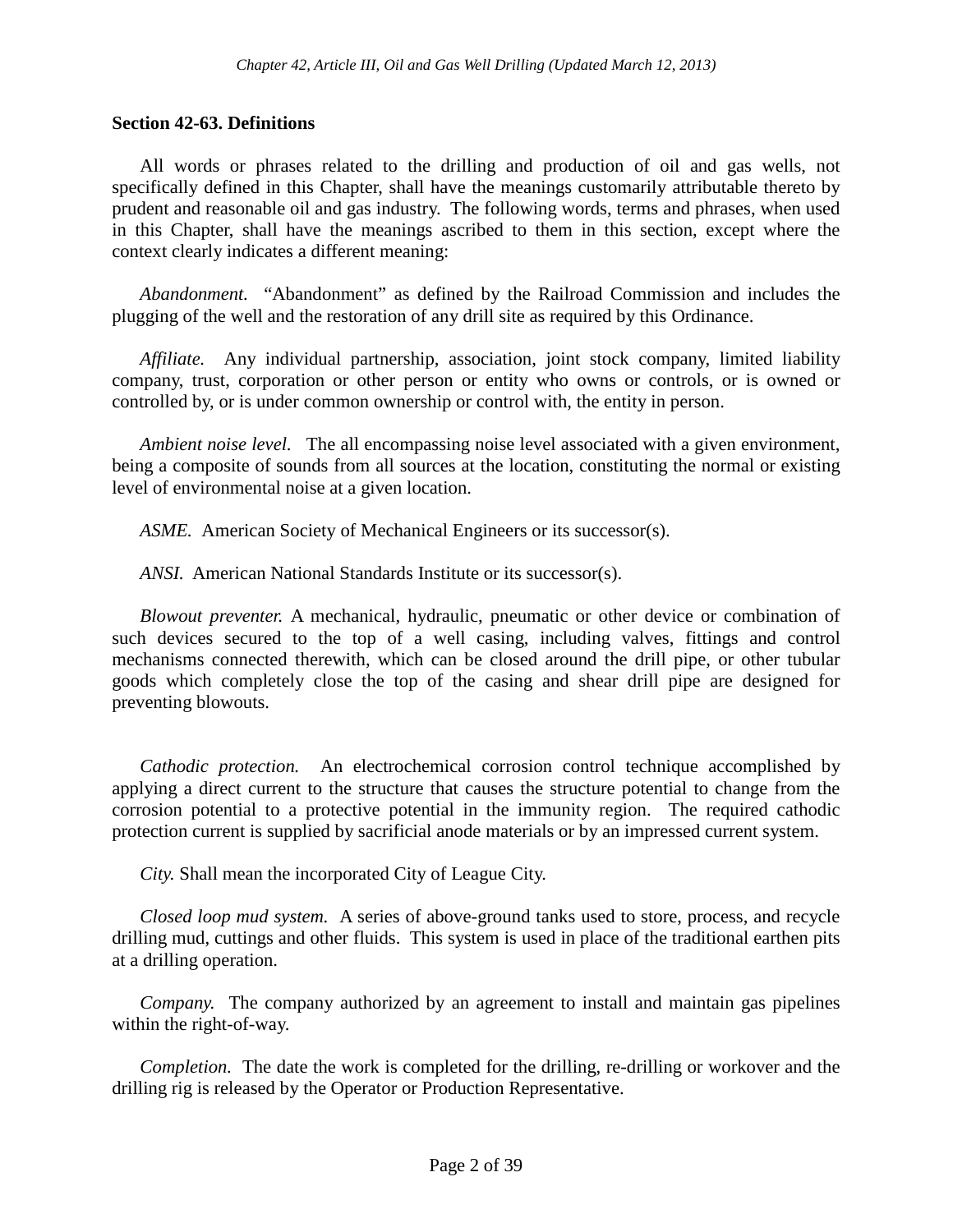### Section 42-63. Definitions

All words or phrases related to the drilling and production of oil and gas wells, not specifically defined in this Chapter, shall have the meanings customarily attributable thereto by prudent and reasonable oil and gas industry. The following words, terms and phrases, when used in this Chapter, shall have the meanings ascribed to them in this section, except where the context clearly indicates a different meaning:

*Abandonment.* "Abandonment" as defined by the Railroad Commission and includes the plugging of the well and the restoration of any drill site as required by this Ordinance.

*Affiliate.* Any individual partnership, association, joint stock company, limited liability company, trust, corporation or other person or entity who owns or controls, or is owned or controlled by, or is under common ownership or control with, the entity in person.

*Ambient noise level.* The all encompassing noise level associated with a given environment, being a composite of sounds from all sources at the location, constituting the normal or existing level of environmental noise at a given location.

*ASME.* American Society of Mechanical Engineers or its successor(s).

*ANSI.* American National Standards Institute or its successor(s).

*Blowout preventer.* A mechanical, hydraulic, pneumatic or other device or combination of such devices secured to the top of a well casing, including valves, fittings and control mechanisms connected therewith, which can be closed around the drill pipe, or other tubular goods which completely close the top of the casing and shear drill pipe are designed for preventing blowouts.

*Cathodic protection.* An electrochemical corrosion control technique accomplished by applying a direct current to the structure that causes the structure potential to change from the corrosion potential to a protective potential in the immunity region. The required cathodic protection current is supplied by sacrificial anode materials or by an impressed current system.

*City.* Shall mean the incorporated City of League City.

*Closed loop mud system.* A series of above-ground tanks used to store, process, and recycle drilling mud, cuttings and other fluids. This system is used in place of the traditional earthen pits at a drilling operation.

*Company.* The company authorized by an agreement to install and maintain gas pipelines within the right-of-way.

*Completion.* The date the work is completed for the drilling, re-drilling or workover and the drilling rig is released by the Operator or Production Representative.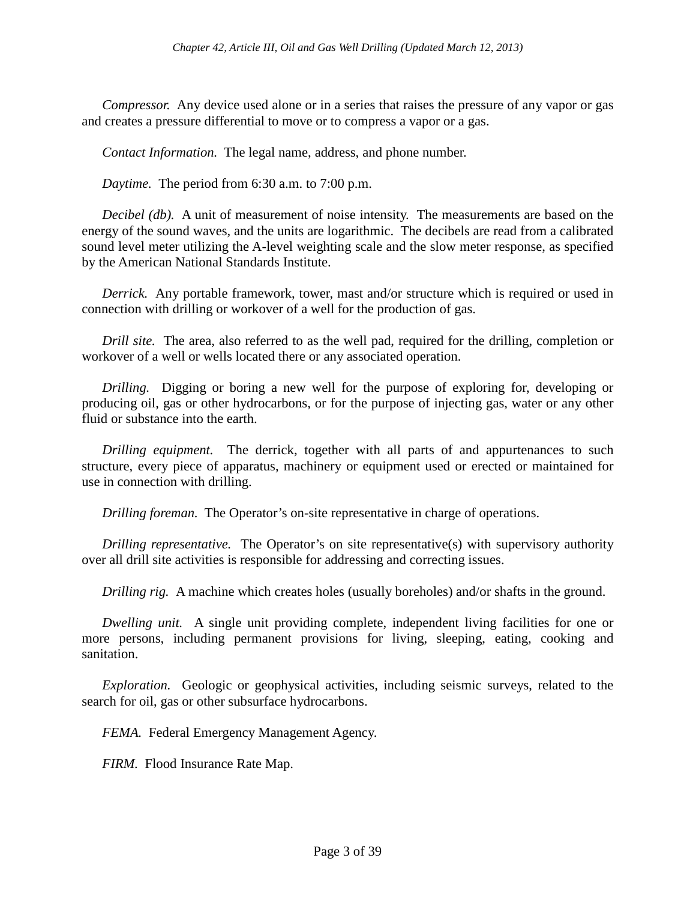*Compressor.* Any device used alone or in a series that raises the pressure of any vapor or gas and creates a pressure differential to move or to compress a vapor or a gas.

*Contact Information.* The legal name, address, and phone number.

*Daytime.* The period from 6:30 a.m. to 7:00 p.m.

*Decibel (db).* A unit of measurement of noise intensity. The measurements are based on the energy of the sound waves, and the units are logarithmic. The decibels are read from a calibrated sound level meter utilizing the A-level weighting scale and the slow meter response, as specified by the American National Standards Institute.

*Derrick.* Any portable framework, tower, mast and/or structure which is required or used in connection with drilling or workover of a well for the production of gas.

*Drill site.* The area, also referred to as the well pad, required for the drilling, completion or workover of a well or wells located there or any associated operation.

*Drilling.* Digging or boring a new well for the purpose of exploring for, developing or producing oil, gas or other hydrocarbons, or for the purpose of injecting gas, water or any other fluid or substance into the earth.

*Drilling equipment.* The derrick, together with all parts of and appurtenances to such structure, every piece of apparatus, machinery or equipment used or erected or maintained for use in connection with drilling.

*Drilling foreman.* The Operator's on-site representative in charge of operations.

*Drilling representative.* The Operator's on site representative(s) with supervisory authority over all drill site activities is responsible for addressing and correcting issues.

*Drilling rig.* A machine which creates holes (usually boreholes) and/or shafts in the ground.

*Dwelling unit.* A single unit providing complete, independent living facilities for one or more persons, including permanent provisions for living, sleeping, eating, cooking and sanitation.

*Exploration.* Geologic or geophysical activities, including seismic surveys, related to the search for oil, gas or other subsurface hydrocarbons.

*FEMA.* Federal Emergency Management Agency.

*FIRM.* Flood Insurance Rate Map.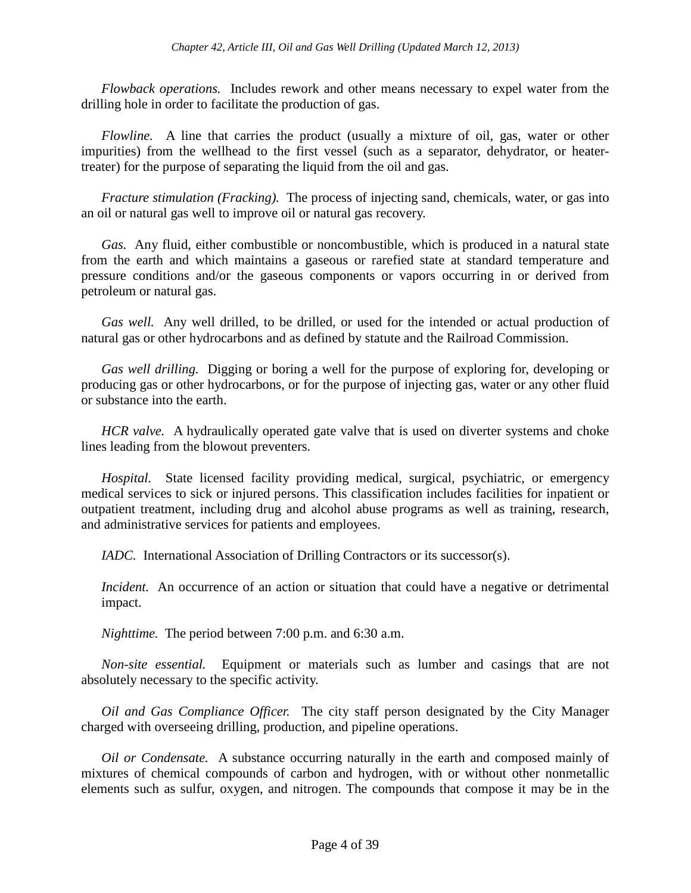*Flowback operations.* Includes rework and other means necessary to expel water from the drilling hole in order to facilitate the production of gas.

*Flowline.* A line that carries the product (usually a mixture of oil, gas, water or other impurities) from the wellhead to the first vessel (such as a separator, dehydrator, or heater-treater) for the purpose of separating the liquid from the oil and gas.

*Fracture stimulation (Fracking).* The process of injecting sand, chemicals, water, or gas into an oil or natural gas well to improve oil or natural gas recovery.

*Gas.* Any fluid, either combustible or noncombustible, which is produced in a natural state from the earth and which maintains a gaseous or rarefied state at standard temperature and pressure conditions and/or the gaseous components or vapors occurring in or derived from petroleum or natural gas.

*Gas well.* Any well drilled, to be drilled, or used for the intended or actual production of natural gas or other hydrocarbons and as defined by statute and the Railroad Commission.

*Gas well drilling.* Digging or boring a well for the purpose of exploring for, developing or producing gas or other hydrocarbons, or for the purpose of injecting gas, water or any other fluid or substance into the earth.

*HCR valve.* A hydraulically operated gate valve that is used on diverter systems and choke lines leading from the blowout preventers.

*Hospital.* State licensed facility providing medical, surgical, psychiatric, or emergency medical services to sick or injured persons. This classification includes facilities for inpatient or outpatient treatment, including drug and alcohol abuse programs as well as training, research, and administrative services for patients and employees.

*IADC.* International Association of Drilling Contractors or its successor(s).

*Incident.* An occurrence of an action or situation that could have a negative or detrimental impact.

*Nighttime.* The period between 7:00 p.m. and 6:30 a.m.

*Non-site essential.* Equipment or materials such as lumber and casings that are not absolutely necessary to the specific activity.

*Oil and Gas Compliance Officer.* The city staff person designated by the City Manager charged with overseeing drilling, production, and pipeline operations.

*Oil or Condensate.* A substance occurring naturally in the earth and composed mainly of mixtures of chemical compounds of carbon and hydrogen, with or without other nonmetallic elements such as sulfur, oxygen, and nitrogen. The compounds that compose it may be in the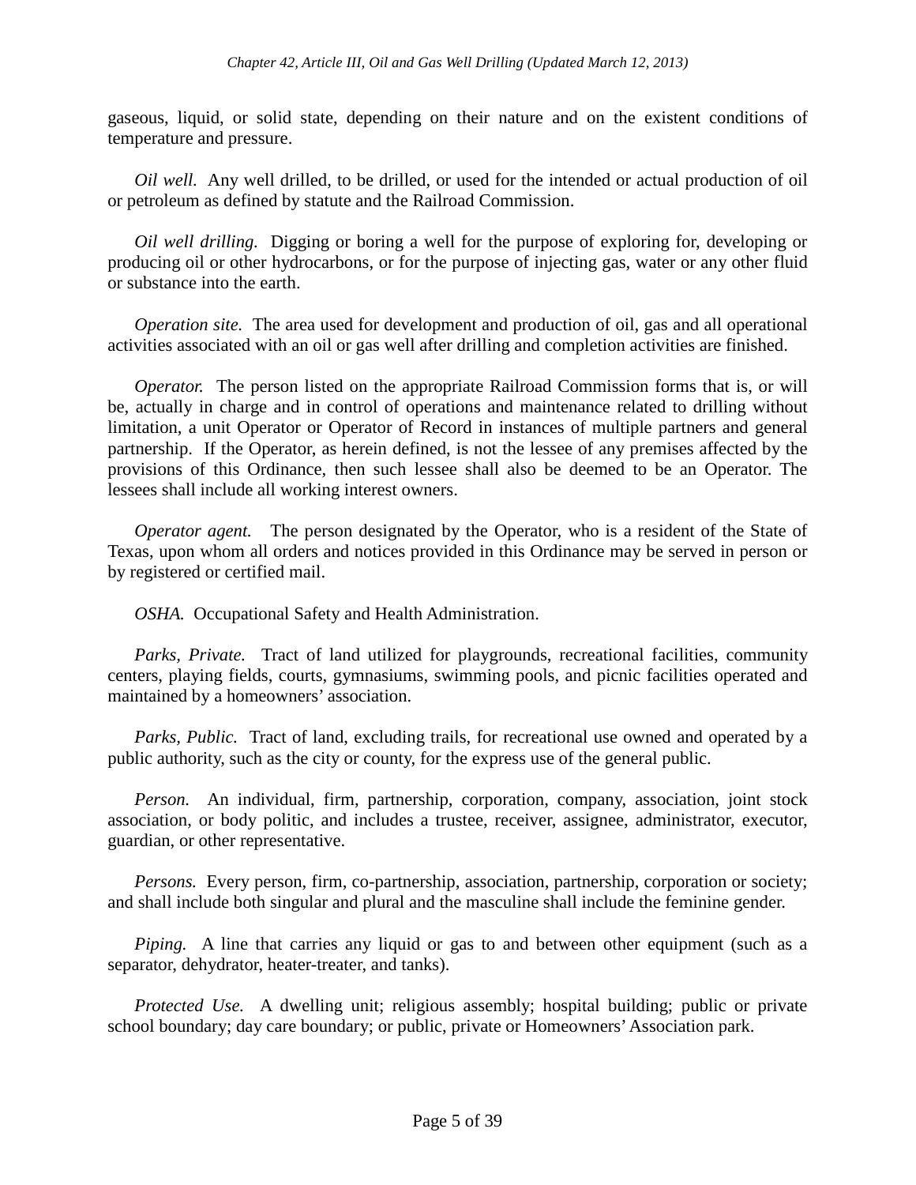gaseous, liquid, or solid state, depending on their nature and on the existent conditions of temperature and pressure.

*Oil well.* Any well drilled, to be drilled, or used for the intended or actual production of oil or petroleum as defined by statute and the Railroad Commission.

*Oil well drilling.* Digging or boring a well for the purpose of exploring for, developing or producing oil or other hydrocarbons, or for the purpose of injecting gas, water or any other fluid or substance into the earth.

*Operation site.* The area used for development and production of oil, gas and all operational activities associated with an oil or gas well after drilling and completion activities are finished.

*Operator.* The person listed on the appropriate Railroad Commission forms that is, or will be, actually in charge and in control of operations and maintenance related to drilling without limitation, a unit Operator or Operator of Record in instances of multiple partners and general partnership. If the Operator, as herein defined, is not the lessee of any premises affected by the provisions of this Ordinance, then such lessee shall also be deemed to be an Operator. The lessees shall include all working interest owners.

*Operator agent.* The person designated by the Operator, who is a resident of the State of Texas, upon whom all orders and notices provided in this Ordinance may be served in person or by registered or certified mail.

*OSHA.* Occupational Safety and Health Administration.

*Parks, Private.* Tract of land utilized for playgrounds, recreational facilities, community centers, playing fields, courts, gymnasiums, swimming pools, and picnic facilities operated and maintained by a homeowners' association.

*Parks, Public.* Tract of land, excluding trails, for recreational use owned and operated by a public authority, such as the city or county, for the express use of the general public.

*Person.* An individual, firm, partnership, corporation, company, association, joint stock association, or body politic, and includes a trustee, receiver, assignee, administrator, executor, guardian, or other representative.

*Persons.* Every person, firm, co-partnership, association, partnership, corporation or society; and shall include both singular and plural and the masculine shall include the feminine gender.

*Piping.* A line that carries any liquid or gas to and between other equipment (such as a separator, dehydrator, heater-treater, and tanks).

*Protected Use.* A dwelling unit; religious assembly; hospital building; public or private school boundary; day care boundary; or public, private or Homeowners' Association park.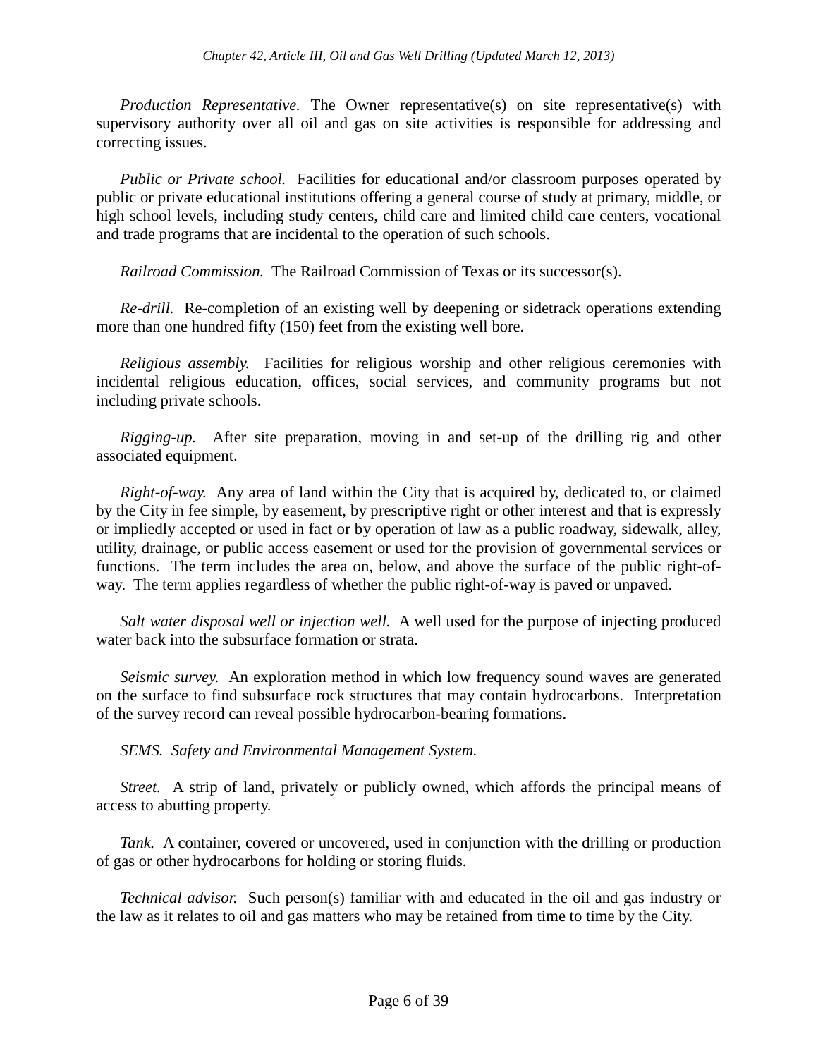*Production Representative.* The Owner representative(s) on site representative(s) with supervisory authority over all oil and gas on site activities is responsible for addressing and correcting issues.

*Public or Private school.* Facilities for educational and/or classroom purposes operated by public or private educational institutions offering a general course of study at primary, middle, or high school levels, including study centers, child care and limited child care centers, vocational and trade programs that are incidental to the operation of such schools.

*Railroad Commission.* The Railroad Commission of Texas or its successor(s).

*Re-drill.* Re-completion of an existing well by deepening or sidetrack operations extending more than one hundred fifty (150) feet from the existing well bore.

*Religious assembly.* Facilities for religious worship and other religious ceremonies with incidental religious education, offices, social services, and community programs but not including private schools.

*Rigging-up.* After site preparation, moving in and set-up of the drilling rig and other associated equipment.

*Right-of-way.* Any area of land within the City that is acquired by, dedicated to, or claimed by the City in fee simple, by easement, by prescriptive right or other interest and that is expressly or impliedly accepted or used in fact or by operation of law as a public roadway, sidewalk, alley, utility, drainage, or public access easement or used for the provision of governmental services or functions. The term includes the area on, below, and above the surface of the public right-of-way. The term applies regardless of whether the public right-of-way is paved or unpaved.

*Salt water disposal well or injection well.* A well used for the purpose of injecting produced water back into the subsurface formation or strata.

*Seismic survey.* An exploration method in which low frequency sound waves are generated on the surface to find subsurface rock structures that may contain hydrocarbons. Interpretation of the survey record can reveal possible hydrocarbon-bearing formations.

*SEMS. Safety and Environmental Management System.*

*Street.* A strip of land, privately or publicly owned, which affords the principal means of access to abutting property.

*Tank.* A container, covered or uncovered, used in conjunction with the drilling or production of gas or other hydrocarbons for holding or storing fluids.

*Technical advisor.* Such person(s) familiar with and educated in the oil and gas industry or the law as it relates to oil and gas matters who may be retained from time to time by the City.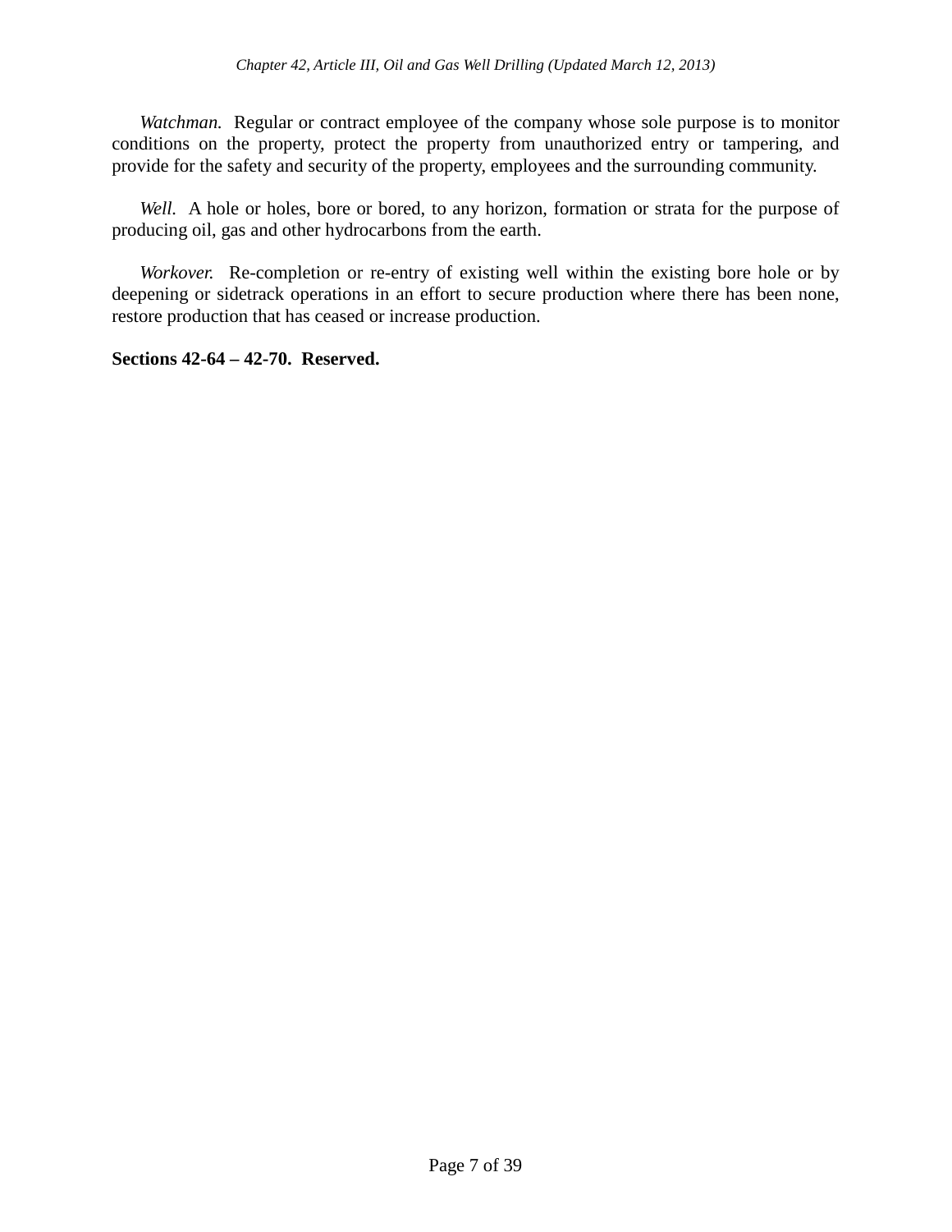*Watchman.* Regular or contract employee of the company whose sole purpose is to monitor conditions on the property, protect the property from unauthorized entry or tampering, and provide for the safety and security of the property, employees and the surrounding community.

*Well.* A hole or holes, bore or bored, to any horizon, formation or strata for the purpose of producing oil, gas and other hydrocarbons from the earth.

*Workover.* Re-completion or re-entry of existing well within the existing bore hole or by deepening or sidetrack operations in an effort to secure production where there has been none, restore production that has ceased or increase production.

**Sections 42-64 – 42-70. Reserved.**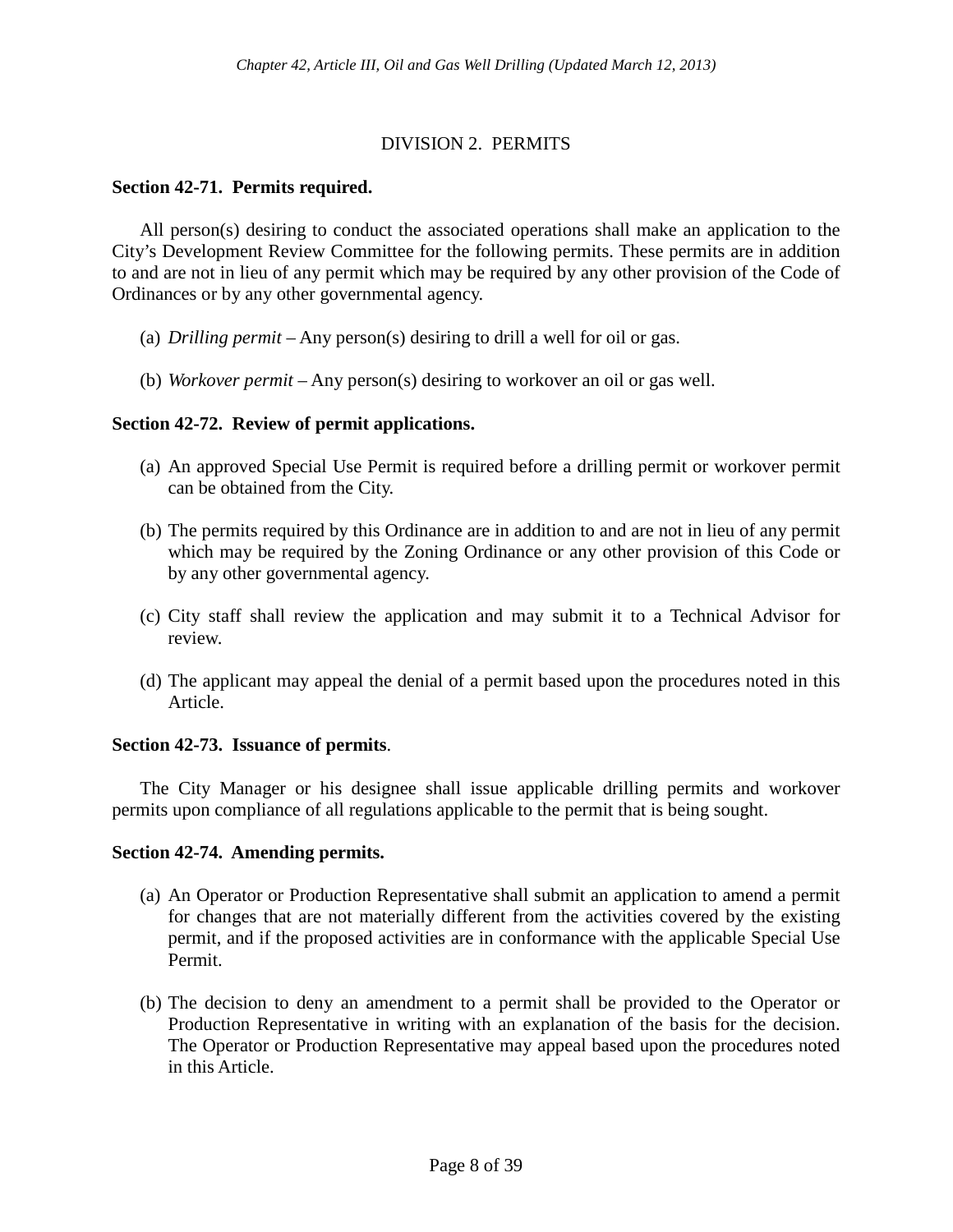## DIVISION 2. PERMITS

### Section 42-71. Permits required.

All person(s) desiring to conduct the associated operations shall make an application to the City's Development Review Committee for the following permits. These permits are in addition to and are not in lieu of any permit which may be required by any other provision of the Code of Ordinances or by any other governmental agency.

(a) *Drilling permit* – Any person(s) desiring to drill a well for oil or gas.

(b) *Workover permit* – Any person(s) desiring to workover an oil or gas well.

### Section 42-72. Review of permit applications.

(a) An approved Special Use Permit is required before a drilling permit or workover permit can be obtained from the City.

(b) The permits required by this Ordinance are in addition to and are not in lieu of any permit which may be required by the Zoning Ordinance or any other provision of this Code or by any other governmental agency.

(c) City staff shall review the application and may submit it to a Technical Advisor for review.

(d) The applicant may appeal the denial of a permit based upon the procedures noted in this Article.

### Section 42-73. Issuance of permits.

The City Manager or his designee shall issue applicable drilling permits and workover permits upon compliance of all regulations applicable to the permit that is being sought.

### Section 42-74. Amending permits.

(a) An Operator or Production Representative shall submit an application to amend a permit for changes that are not materially different from the activities covered by the existing permit, and if the proposed activities are in conformance with the applicable Special Use Permit.

(b) The decision to deny an amendment to a permit shall be provided to the Operator or Production Representative in writing with an explanation of the basis for the decision. The Operator or Production Representative may appeal based upon the procedures noted in this Article.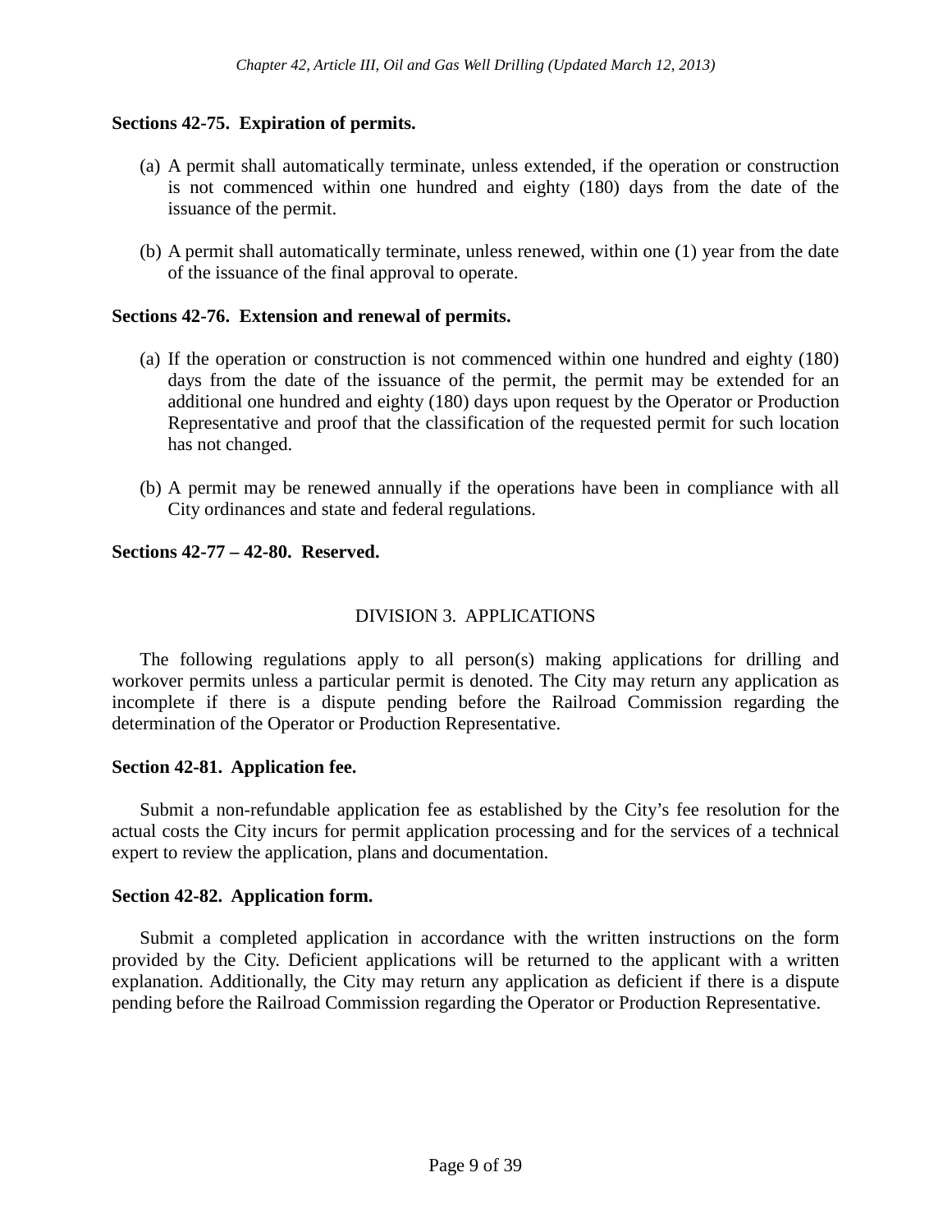**Sections 42-75. Expiration of permits.**

(a) A permit shall automatically terminate, unless extended, if the operation or construction is not commenced within one hundred and eighty (180) days from the date of the issuance of the permit.

(b) A permit shall automatically terminate, unless renewed, within one (1) year from the date of the issuance of the final approval to operate.

**Sections 42-76. Extension and renewal of permits.**

(a) If the operation or construction is not commenced within one hundred and eighty (180) days from the date of the issuance of the permit, the permit may be extended for an additional one hundred and eighty (180) days upon request by the Operator or Production Representative and proof that the classification of the requested permit for such location has not changed.

(b) A permit may be renewed annually if the operations have been in compliance with all City ordinances and state and federal regulations.

**Sections 42-77 – 42-80. Reserved.**

## DIVISION 3. APPLICATIONS

The following regulations apply to all person(s) making applications for drilling and workover permits unless a particular permit is denoted. The City may return any application as incomplete if there is a dispute pending before the Railroad Commission regarding the determination of the Operator or Production Representative.

**Section 42-81. Application fee.**

Submit a non-refundable application fee as established by the City's fee resolution for the actual costs the City incurs for permit application processing and for the services of a technical expert to review the application, plans and documentation.

**Section 42-82. Application form.**

Submit a completed application in accordance with the written instructions on the form provided by the City. Deficient applications will be returned to the applicant with a written explanation. Additionally, the City may return any application as deficient if there is a dispute pending before the Railroad Commission regarding the Operator or Production Representative.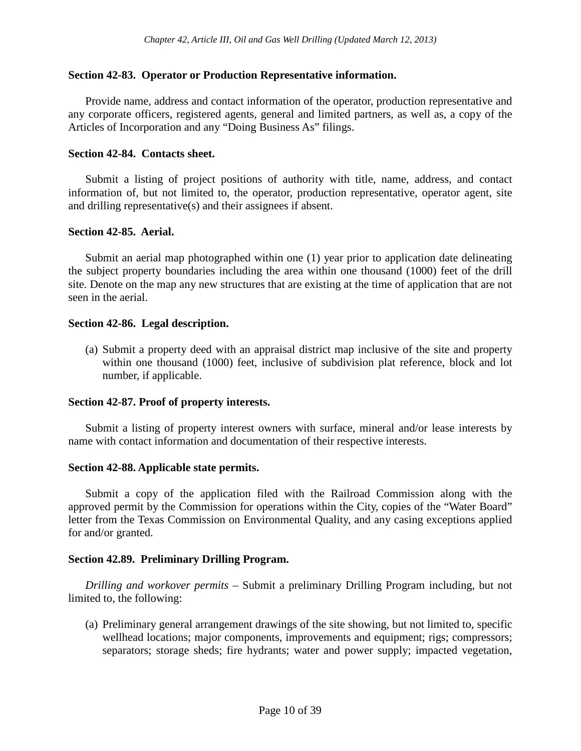**Section 42-83. Operator or Production Representative information.**

Provide name, address and contact information of the operator, production representative and any corporate officers, registered agents, general and limited partners, as well as, a copy of the Articles of Incorporation and any "Doing Business As" filings.

**Section 42-84. Contacts sheet.**

Submit a listing of project positions of authority with title, name, address, and contact information of, but not limited to, the operator, production representative, operator agent, site and drilling representative(s) and their assignees if absent.

**Section 42-85. Aerial.**

Submit an aerial map photographed within one (1) year prior to application date delineating the subject property boundaries including the area within one thousand (1000) feet of the drill site. Denote on the map any new structures that are existing at the time of application that are not seen in the aerial.

**Section 42-86. Legal description.**

(a) Submit a property deed with an appraisal district map inclusive of the site and property within one thousand (1000) feet, inclusive of subdivision plat reference, block and lot number, if applicable.

**Section 42-87. Proof of property interests.**

Submit a listing of property interest owners with surface, mineral and/or lease interests by name with contact information and documentation of their respective interests.

**Section 42-88. Applicable state permits.**

Submit a copy of the application filed with the Railroad Commission along with the approved permit by the Commission for operations within the City, copies of the "Water Board" letter from the Texas Commission on Environmental Quality, and any casing exceptions applied for and/or granted.

**Section 42.89. Preliminary Drilling Program.**

*Drilling and workover permits* – Submit a preliminary Drilling Program including, but not limited to, the following:

(a) Preliminary general arrangement drawings of the site showing, but not limited to, specific wellhead locations; major components, improvements and equipment; rigs; compressors; separators; storage sheds; fire hydrants; water and power supply; impacted vegetation,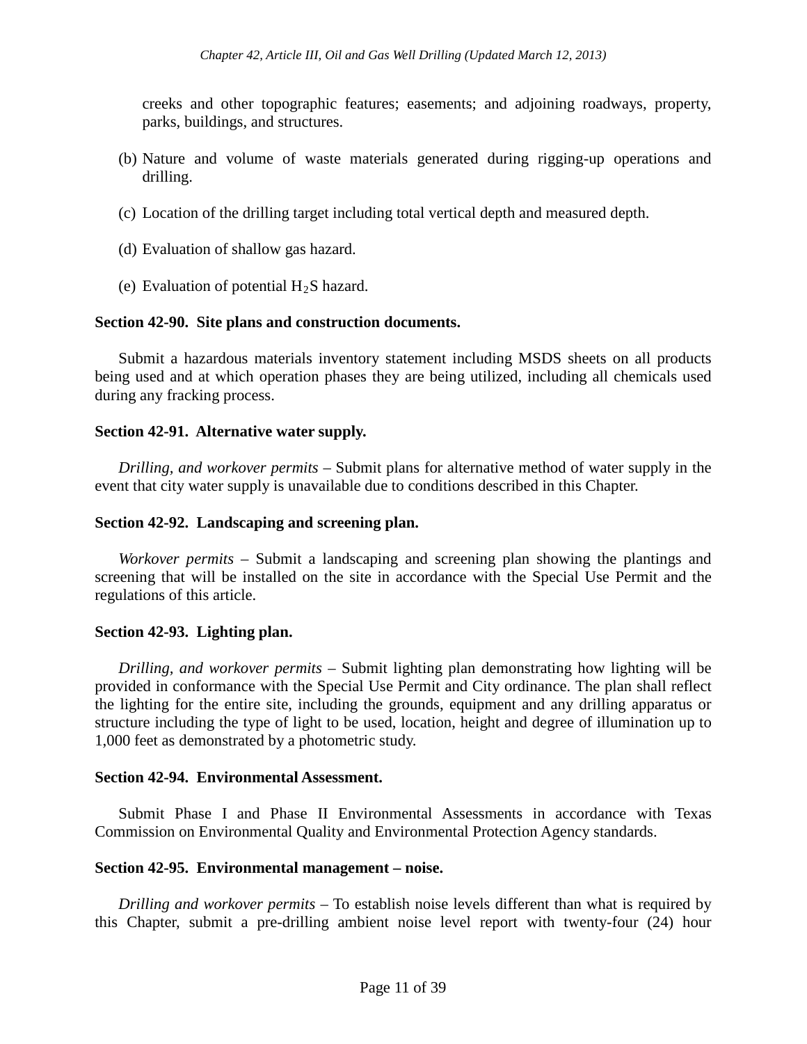creeks and other topographic features; easements; and adjoining roadways, property, parks, buildings, and structures.

(b) Nature and volume of waste materials generated during rigging-up operations and drilling.

(c) Location of the drilling target including total vertical depth and measured depth.

(d) Evaluation of shallow gas hazard.

(e) Evaluation of potential $H_2S$ hazard.

**Section 42-90. Site plans and construction documents.**

Submit a hazardous materials inventory statement including MSDS sheets on all products being used and at which operation phases they are being utilized, including all chemicals used during any fracking process.

**Section 42-91. Alternative water supply.**

*Drilling, and workover permits* – Submit plans for alternative method of water supply in the event that city water supply is unavailable due to conditions described in this Chapter.

**Section 42-92. Landscaping and screening plan.**

*Workover permits* – Submit a landscaping and screening plan showing the plantings and screening that will be installed on the site in accordance with the Special Use Permit and the regulations of this article.

**Section 42-93. Lighting plan.**

*Drilling, and workover permits* – Submit lighting plan demonstrating how lighting will be provided in conformance with the Special Use Permit and City ordinance. The plan shall reflect the lighting for the entire site, including the grounds, equipment and any drilling apparatus or structure including the type of light to be used, location, height and degree of illumination up to 1,000 feet as demonstrated by a photometric study.

**Section 42-94. Environmental Assessment.**

Submit Phase I and Phase II Environmental Assessments in accordance with Texas Commission on Environmental Quality and Environmental Protection Agency standards.

**Section 42-95. Environmental management – noise.**

*Drilling and workover permits* – To establish noise levels different than what is required by this Chapter, submit a pre-drilling ambient noise level report with twenty-four (24) hour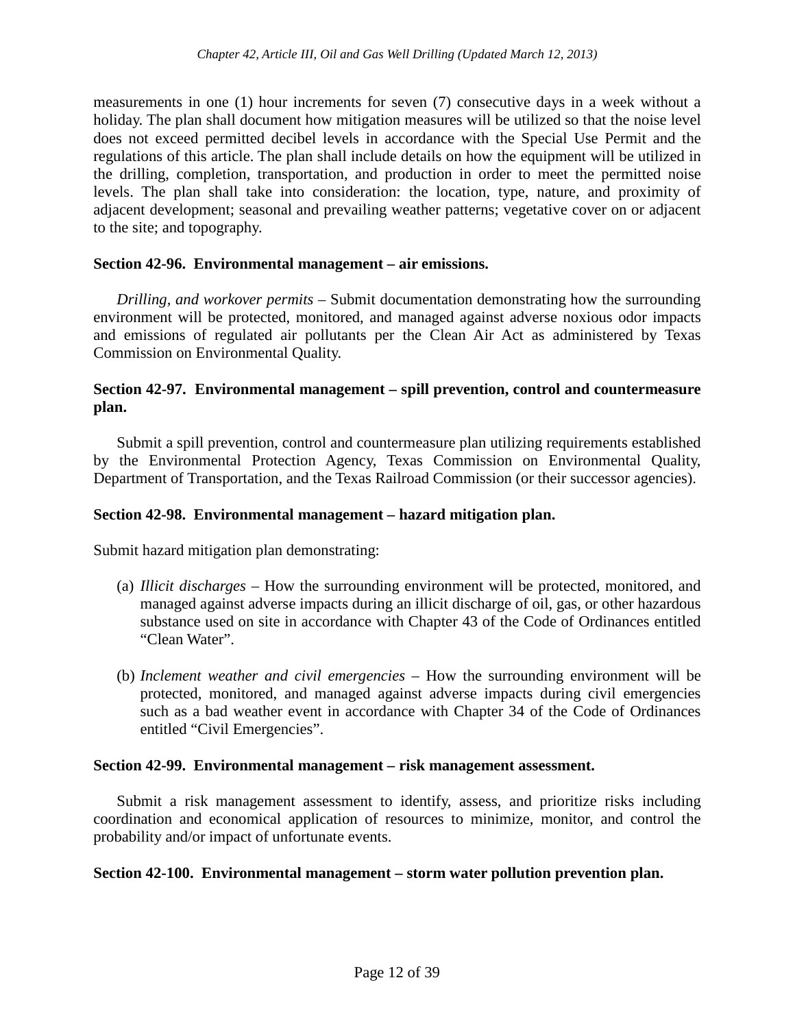measurements in one (1) hour increments for seven (7) consecutive days in a week without a holiday. The plan shall document how mitigation measures will be utilized so that the noise level does not exceed permitted decibel levels in accordance with the Special Use Permit and the regulations of this article. The plan shall include details on how the equipment will be utilized in the drilling, completion, transportation, and production in order to meet the permitted noise levels. The plan shall take into consideration: the location, type, nature, and proximity of adjacent development; seasonal and prevailing weather patterns; vegetative cover on or adjacent to the site; and topography.

**Section 42-96. Environmental management – air emissions.**

*Drilling, and workover permits* – Submit documentation demonstrating how the surrounding environment will be protected, monitored, and managed against adverse noxious odor impacts and emissions of regulated air pollutants per the Clean Air Act as administered by Texas Commission on Environmental Quality.

**Section 42-97. Environmental management – spill prevention, control and countermeasure plan.**

Submit a spill prevention, control and countermeasure plan utilizing requirements established by the Environmental Protection Agency, Texas Commission on Environmental Quality, Department of Transportation, and the Texas Railroad Commission (or their successor agencies).

**Section 42-98. Environmental management – hazard mitigation plan.**

Submit hazard mitigation plan demonstrating:

(a) *Illicit discharges* – How the surrounding environment will be protected, monitored, and managed against adverse impacts during an illicit discharge of oil, gas, or other hazardous substance used on site in accordance with Chapter 43 of the Code of Ordinances entitled "Clean Water".

(b) *Inclement weather and civil emergencies* – How the surrounding environment will be protected, monitored, and managed against adverse impacts during civil emergencies such as a bad weather event in accordance with Chapter 34 of the Code of Ordinances entitled "Civil Emergencies".

**Section 42-99. Environmental management – risk management assessment.**

Submit a risk management assessment to identify, assess, and prioritize risks including coordination and economical application of resources to minimize, monitor, and control the probability and/or impact of unfortunate events.

**Section 42-100. Environmental management – storm water pollution prevention plan.**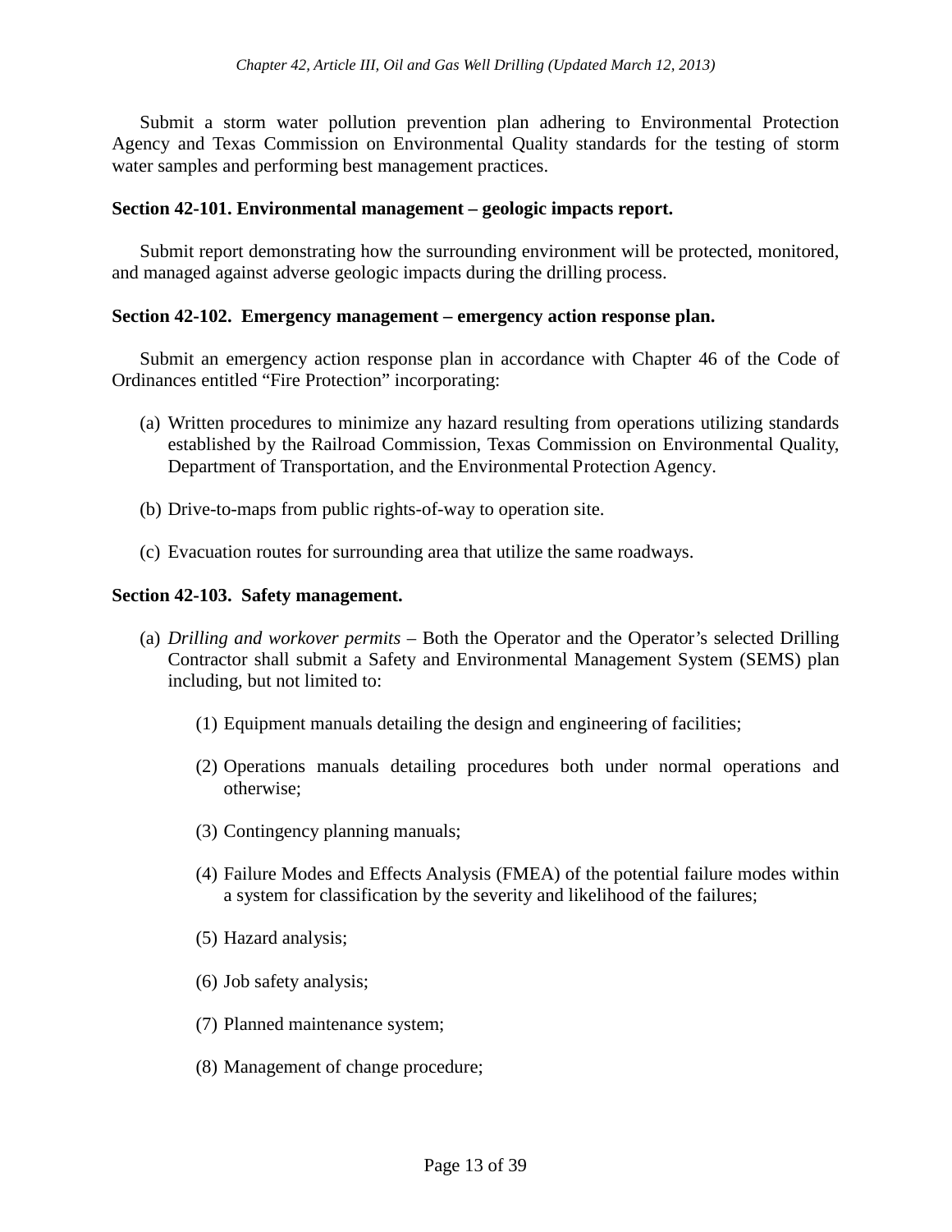Submit a storm water pollution prevention plan adhering to Environmental Protection Agency and Texas Commission on Environmental Quality standards for the testing of storm water samples and performing best management practices.

**Section 42-101. Environmental management – geologic impacts report.**

Submit report demonstrating how the surrounding environment will be protected, monitored, and managed against adverse geologic impacts during the drilling process.

**Section 42-102. Emergency management – emergency action response plan.**

Submit an emergency action response plan in accordance with Chapter 46 of the Code of Ordinances entitled "Fire Protection" incorporating:

(a) Written procedures to minimize any hazard resulting from operations utilizing standards established by the Railroad Commission, Texas Commission on Environmental Quality, Department of Transportation, and the Environmental Protection Agency.

(b) Drive-to-maps from public rights-of-way to operation site.

(c) Evacuation routes for surrounding area that utilize the same roadways.

**Section 42-103. Safety management.**

(a) *Drilling and workover permits* – Both the Operator and the Operator's selected Drilling Contractor shall submit a Safety and Environmental Management System (SEMS) plan including, but not limited to:

(1) Equipment manuals detailing the design and engineering of facilities;

(2) Operations manuals detailing procedures both under normal operations and otherwise;

(3) Contingency planning manuals;

(4) Failure Modes and Effects Analysis (FMEA) of the potential failure modes within a system for classification by the severity and likelihood of the failures;

(5) Hazard analysis;

(6) Job safety analysis;

(7) Planned maintenance system;

(8) Management of change procedure;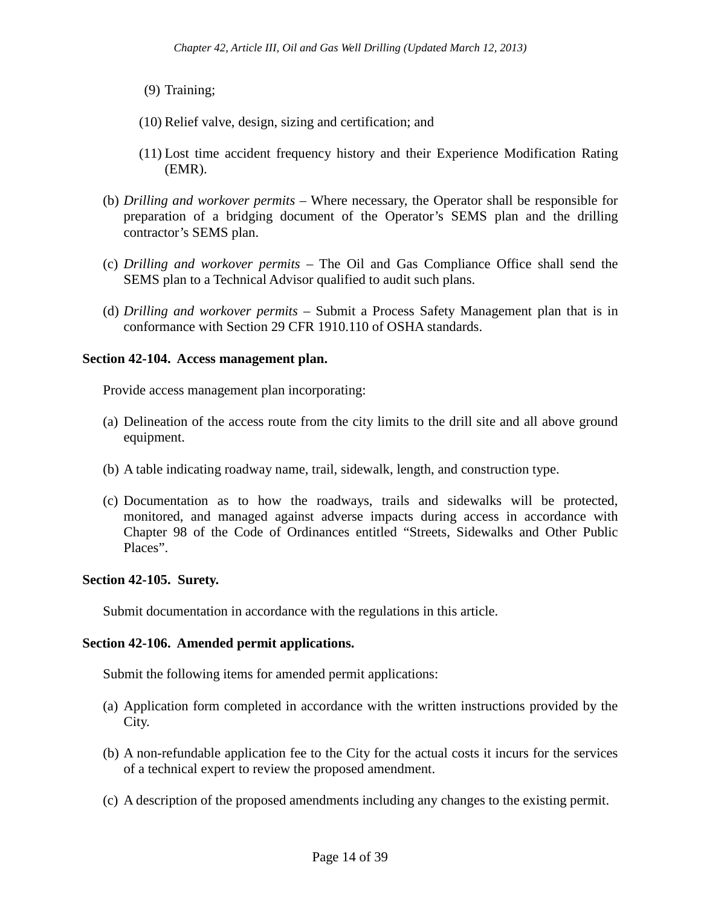(9) Training;

(10) Relief valve, design, sizing and certification; and

(11) Lost time accident frequency history and their Experience Modification Rating (EMR).

(b) *Drilling and workover permits* – Where necessary, the Operator shall be responsible for preparation of a bridging document of the Operator's SEMS plan and the drilling contractor's SEMS plan.

(c) *Drilling and workover permits* – The Oil and Gas Compliance Office shall send the SEMS plan to a Technical Advisor qualified to audit such plans.

(d) *Drilling and workover permits* – Submit a Process Safety Management plan that is in conformance with Section 29 CFR 1910.110 of OSHA standards.

**Section 42-104. Access management plan.**

Provide access management plan incorporating:

(a) Delineation of the access route from the city limits to the drill site and all above ground equipment.

(b) A table indicating roadway name, trail, sidewalk, length, and construction type.

(c) Documentation as to how the roadways, trails and sidewalks will be protected, monitored, and managed against adverse impacts during access in accordance with Chapter 98 of the Code of Ordinances entitled "Streets, Sidewalks and Other Public Places".

**Section 42-105. Surety.**

Submit documentation in accordance with the regulations in this article.

**Section 42-106. Amended permit applications.**

Submit the following items for amended permit applications:

(a) Application form completed in accordance with the written instructions provided by the City.

(b) A non-refundable application fee to the City for the actual costs it incurs for the services of a technical expert to review the proposed amendment.

(c) A description of the proposed amendments including any changes to the existing permit.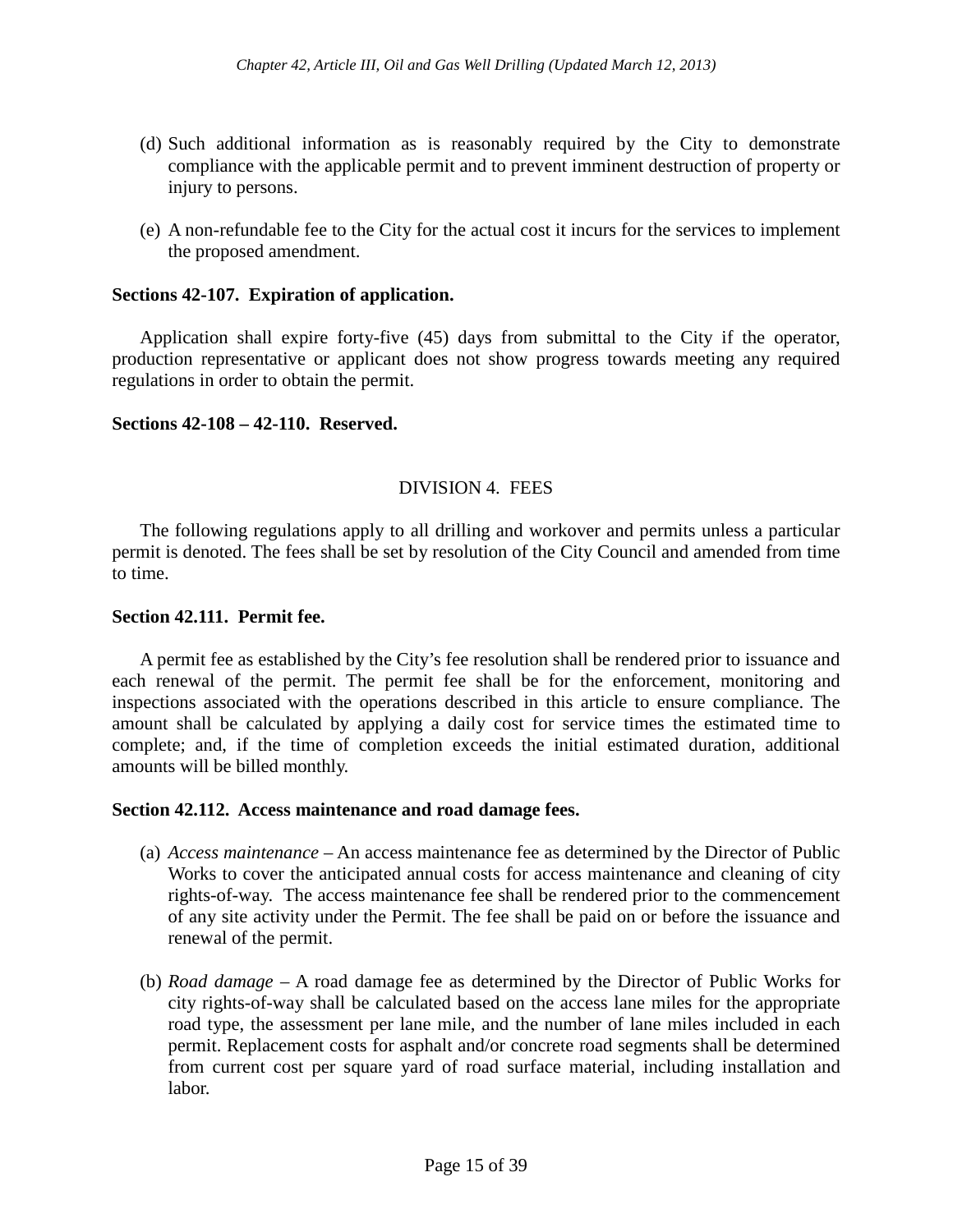(d) Such additional information as is reasonably required by the City to demonstrate compliance with the applicable permit and to prevent imminent destruction of property or injury to persons.

(e) A non-refundable fee to the City for the actual cost it incurs for the services to implement the proposed amendment.

**Sections 42-107. Expiration of application.**

Application shall expire forty-five (45) days from submittal to the City if the operator, production representative or applicant does not show progress towards meeting any required regulations in order to obtain the permit.

**Sections 42-108 – 42-110. Reserved.**

DIVISION 4. FEES

The following regulations apply to all drilling and workover and permits unless a particular permit is denoted. The fees shall be set by resolution of the City Council and amended from time to time.

**Section 42.111. Permit fee.**

A permit fee as established by the City's fee resolution shall be rendered prior to issuance and each renewal of the permit. The permit fee shall be for the enforcement, monitoring and inspections associated with the operations described in this article to ensure compliance. The amount shall be calculated by applying a daily cost for service times the estimated time to complete; and, if the time of completion exceeds the initial estimated duration, additional amounts will be billed monthly.

**Section 42.112. Access maintenance and road damage fees.**

(a) *Access maintenance* – An access maintenance fee as determined by the Director of Public Works to cover the anticipated annual costs for access maintenance and cleaning of city rights-of-way. The access maintenance fee shall be rendered prior to the commencement of any site activity under the Permit. The fee shall be paid on or before the issuance and renewal of the permit.

(b) *Road damage* – A road damage fee as determined by the Director of Public Works for city rights-of-way shall be calculated based on the access lane miles for the appropriate road type, the assessment per lane mile, and the number of lane miles included in each permit. Replacement costs for asphalt and/or concrete road segments shall be determined from current cost per square yard of road surface material, including installation and labor.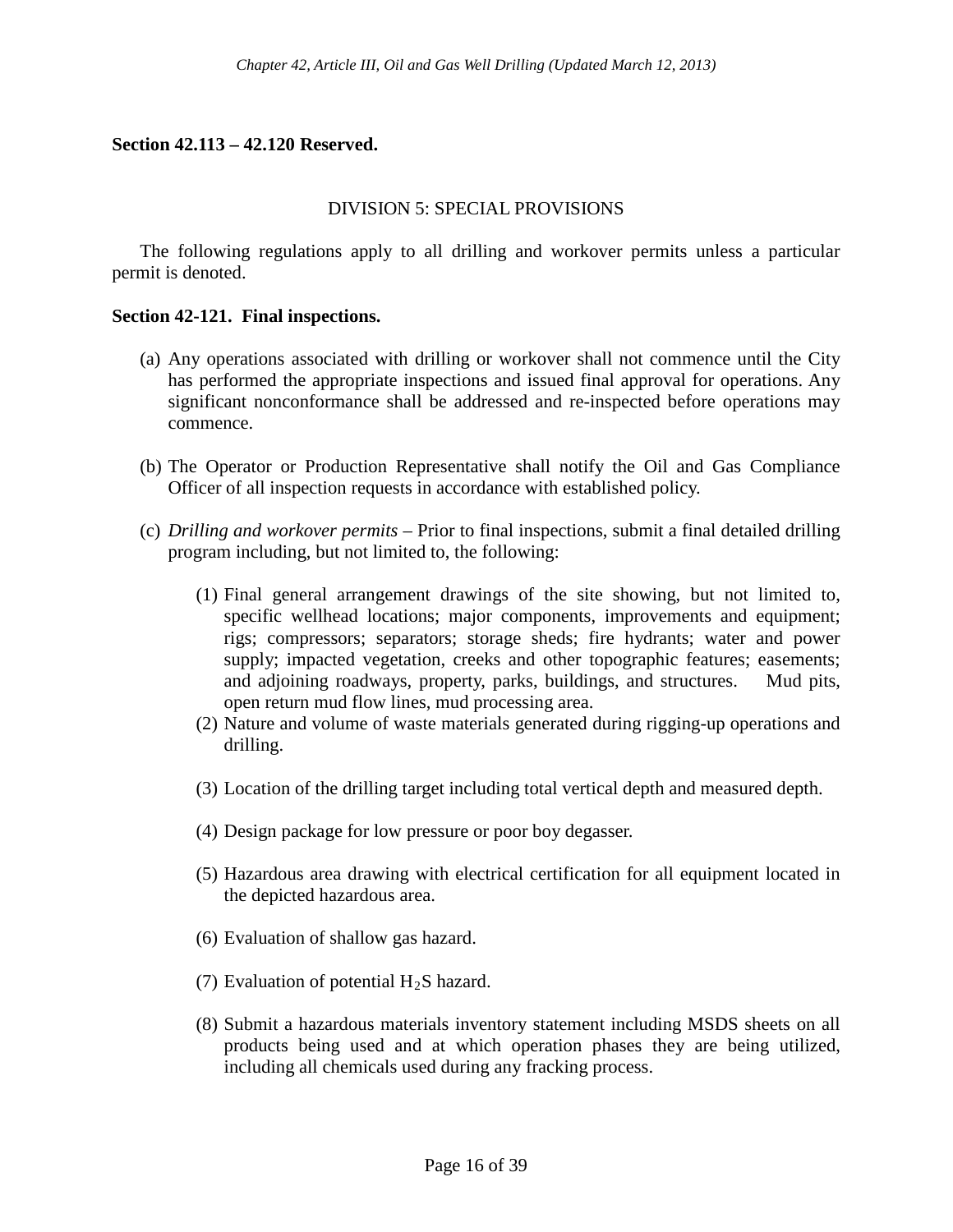**Section 42.113 – 42.120 Reserved.**

DIVISION 5: SPECIAL PROVISIONS

The following regulations apply to all drilling and workover permits unless a particular permit is denoted.

**Section 42-121. Final inspections.**

(a) Any operations associated with drilling or workover shall not commence until the City has performed the appropriate inspections and issued final approval for operations. Any significant nonconformance shall be addressed and re-inspected before operations may commence.

(b) The Operator or Production Representative shall notify the Oil and Gas Compliance Officer of all inspection requests in accordance with established policy.

(c) *Drilling and workover permits* – Prior to final inspections, submit a final detailed drilling program including, but not limited to, the following:

   (1) Final general arrangement drawings of the site showing, but not limited to, specific wellhead locations; major components, improvements and equipment; rigs; compressors; separators; storage sheds; fire hydrants; water and power supply; impacted vegetation, creeks and other topographic features; easements; and adjoining roadways, property, parks, buildings, and structures. Mud pits, open return mud flow lines, mud processing area.

   (2) Nature and volume of waste materials generated during rigging-up operations and drilling.

   (3) Location of the drilling target including total vertical depth and measured depth.

   (4) Design package for low pressure or poor boy degasser.

   (5) Hazardous area drawing with electrical certification for all equipment located in the depicted hazardous area.

   (6) Evaluation of shallow gas hazard.

   (7) Evaluation of potential $H_2S$ hazard.

   (8) Submit a hazardous materials inventory statement including MSDS sheets on all products being used and at which operation phases they are being utilized, including all chemicals used during any fracking process.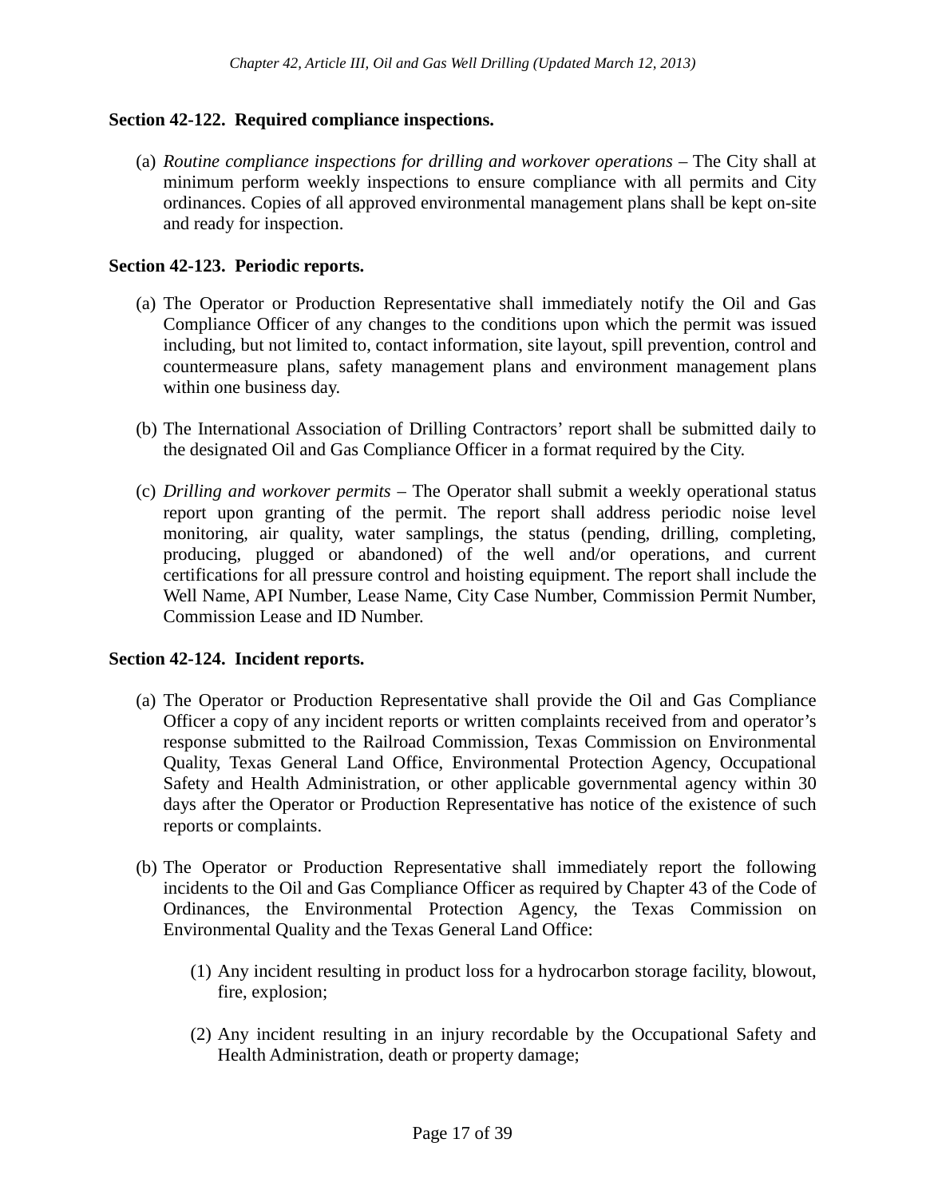**Section 42-122. Required compliance inspections.**

(a) *Routine compliance inspections for drilling and workover operations* – The City shall at minimum perform weekly inspections to ensure compliance with all permits and City ordinances. Copies of all approved environmental management plans shall be kept on-site and ready for inspection.

**Section 42-123. Periodic reports.**

(a) The Operator or Production Representative shall immediately notify the Oil and Gas Compliance Officer of any changes to the conditions upon which the permit was issued including, but not limited to, contact information, site layout, spill prevention, control and countermeasure plans, safety management plans and environment management plans within one business day.

(b) The International Association of Drilling Contractors' report shall be submitted daily to the designated Oil and Gas Compliance Officer in a format required by the City.

(c) *Drilling and workover permits* – The Operator shall submit a weekly operational status report upon granting of the permit. The report shall address periodic noise level monitoring, air quality, water samplings, the status (pending, drilling, completing, producing, plugged or abandoned) of the well and/or operations, and current certifications for all pressure control and hoisting equipment. The report shall include the Well Name, API Number, Lease Name, City Case Number, Commission Permit Number, Commission Lease and ID Number.

**Section 42-124. Incident reports.**

(a) The Operator or Production Representative shall provide the Oil and Gas Compliance Officer a copy of any incident reports or written complaints received from and operator's response submitted to the Railroad Commission, Texas Commission on Environmental Quality, Texas General Land Office, Environmental Protection Agency, Occupational Safety and Health Administration, or other applicable governmental agency within 30 days after the Operator or Production Representative has notice of the existence of such reports or complaints.

(b) The Operator or Production Representative shall immediately report the following incidents to the Oil and Gas Compliance Officer as required by Chapter 43 of the Code of Ordinances, the Environmental Protection Agency, the Texas Commission on Environmental Quality and the Texas General Land Office:

   (1) Any incident resulting in product loss for a hydrocarbon storage facility, blowout, fire, explosion;

   (2) Any incident resulting in an injury recordable by the Occupational Safety and Health Administration, death or property damage;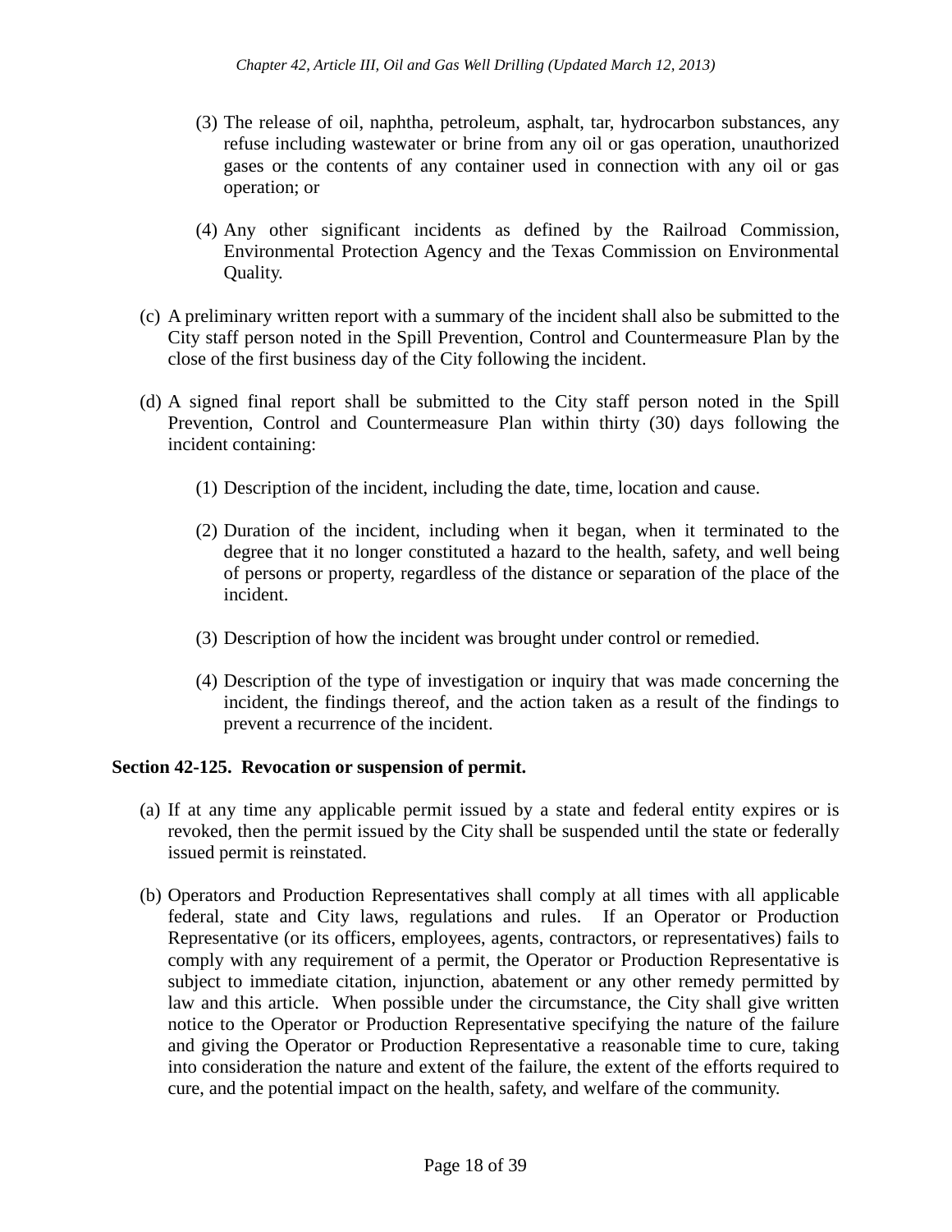(3) The release of oil, naphtha, petroleum, asphalt, tar, hydrocarbon substances, any refuse including wastewater or brine from any oil or gas operation, unauthorized gases or the contents of any container used in connection with any oil or gas operation; or

(4) Any other significant incidents as defined by the Railroad Commission, Environmental Protection Agency and the Texas Commission on Environmental Quality.

(c) A preliminary written report with a summary of the incident shall also be submitted to the City staff person noted in the Spill Prevention, Control and Countermeasure Plan by the close of the first business day of the City following the incident.

(d) A signed final report shall be submitted to the City staff person noted in the Spill Prevention, Control and Countermeasure Plan within thirty (30) days following the incident containing:

(1) Description of the incident, including the date, time, location and cause.

(2) Duration of the incident, including when it began, when it terminated to the degree that it no longer constituted a hazard to the health, safety, and well being of persons or property, regardless of the distance or separation of the place of the incident.

(3) Description of how the incident was brought under control or remedied.

(4) Description of the type of investigation or inquiry that was made concerning the incident, the findings thereof, and the action taken as a result of the findings to prevent a recurrence of the incident.

**Section 42-125. Revocation or suspension of permit.**

(a) If at any time any applicable permit issued by a state and federal entity expires or is revoked, then the permit issued by the City shall be suspended until the state or federally issued permit is reinstated.

(b) Operators and Production Representatives shall comply at all times with all applicable federal, state and City laws, regulations and rules. If an Operator or Production Representative (or its officers, employees, agents, contractors, or representatives) fails to comply with any requirement of a permit, the Operator or Production Representative is subject to immediate citation, injunction, abatement or any other remedy permitted by law and this article. When possible under the circumstance, the City shall give written notice to the Operator or Production Representative specifying the nature of the failure and giving the Operator or Production Representative a reasonable time to cure, taking into consideration the nature and extent of the failure, the extent of the efforts required to cure, and the potential impact on the health, safety, and welfare of the community.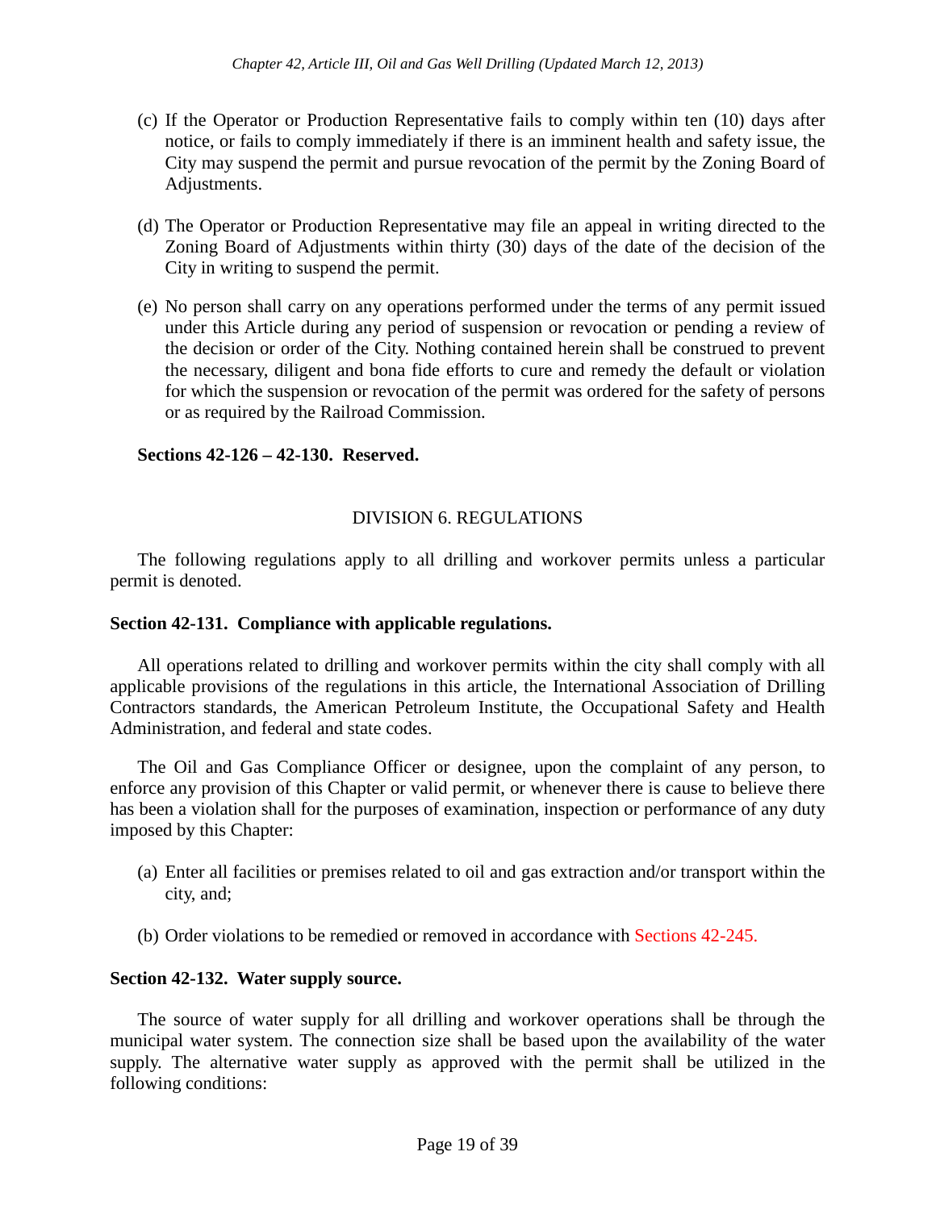(c) If the Operator or Production Representative fails to comply within ten (10) days after notice, or fails to comply immediately if there is an imminent health and safety issue, the City may suspend the permit and pursue revocation of the permit by the Zoning Board of Adjustments.

(d) The Operator or Production Representative may file an appeal in writing directed to the Zoning Board of Adjustments within thirty (30) days of the date of the decision of the City in writing to suspend the permit.

(e) No person shall carry on any operations performed under the terms of any permit issued under this Article during any period of suspension or revocation or pending a review of the decision or order of the City. Nothing contained herein shall be construed to prevent the necessary, diligent and bona fide efforts to cure and remedy the default or violation for which the suspension or revocation of the permit was ordered for the safety of persons or as required by the Railroad Commission.

**Sections 42-126 – 42-130. Reserved.**

## DIVISION 6. REGULATIONS

The following regulations apply to all drilling and workover permits unless a particular permit is denoted.

### Section 42-131. Compliance with applicable regulations.

All operations related to drilling and workover permits within the city shall comply with all applicable provisions of the regulations in this article, the International Association of Drilling Contractors standards, the American Petroleum Institute, the Occupational Safety and Health Administration, and federal and state codes.

The Oil and Gas Compliance Officer or designee, upon the complaint of any person, to enforce any provision of this Chapter or valid permit, or whenever there is cause to believe there has been a violation shall for the purposes of examination, inspection or performance of any duty imposed by this Chapter:

(a) Enter all facilities or premises related to oil and gas extraction and/or transport within the city, and;

(b) Order violations to be remedied or removed in accordance with Sections 42-245.

### Section 42-132. Water supply source.

The source of water supply for all drilling and workover operations shall be through the municipal water system. The connection size shall be based upon the availability of the water supply. The alternative water supply as approved with the permit shall be utilized in the following conditions: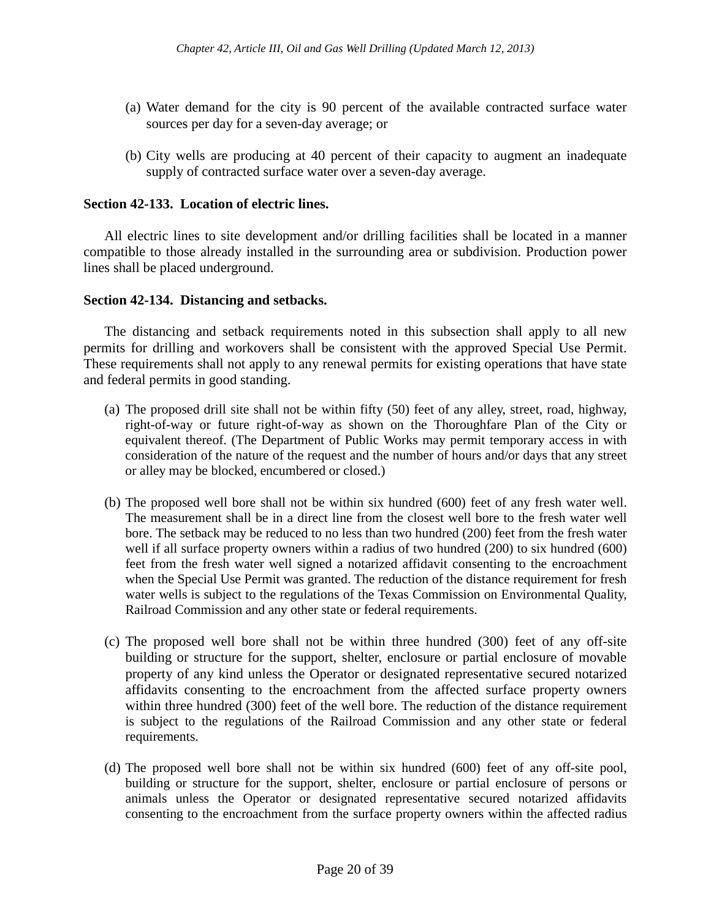(a) Water demand for the city is 90 percent of the available contracted surface water sources per day for a seven-day average; or

(b) City wells are producing at 40 percent of their capacity to augment an inadequate supply of contracted surface water over a seven-day average.

**Section 42-133. Location of electric lines.**

All electric lines to site development and/or drilling facilities shall be located in a manner compatible to those already installed in the surrounding area or subdivision. Production power lines shall be placed underground.

**Section 42-134. Distancing and setbacks.**

The distancing and setback requirements noted in this subsection shall apply to all new permits for drilling and workovers shall be consistent with the approved Special Use Permit. These requirements shall not apply to any renewal permits for existing operations that have state and federal permits in good standing.

(a) The proposed drill site shall not be within fifty (50) feet of any alley, street, road, highway, right-of-way or future right-of-way as shown on the Thoroughfare Plan of the City or equivalent thereof. (The Department of Public Works may permit temporary access in with consideration of the nature of the request and the number of hours and/or days that any street or alley may be blocked, encumbered or closed.)

(b) The proposed well bore shall not be within six hundred (600) feet of any fresh water well. The measurement shall be in a direct line from the closest well bore to the fresh water well bore. The setback may be reduced to no less than two hundred (200) feet from the fresh water well if all surface property owners within a radius of two hundred (200) to six hundred (600) feet from the fresh water well signed a notarized affidavit consenting to the encroachment when the Special Use Permit was granted. The reduction of the distance requirement for fresh water wells is subject to the regulations of the Texas Commission on Environmental Quality, Railroad Commission and any other state or federal requirements.

(c) The proposed well bore shall not be within three hundred (300) feet of any off-site building or structure for the support, shelter, enclosure or partial enclosure of movable property of any kind unless the Operator or designated representative secured notarized affidavits consenting to the encroachment from the affected surface property owners within three hundred (300) feet of the well bore. The reduction of the distance requirement is subject to the regulations of the Railroad Commission and any other state or federal requirements.

(d) The proposed well bore shall not be within six hundred (600) feet of any off-site pool, building or structure for the support, shelter, enclosure or partial enclosure of persons or animals unless the Operator or designated representative secured notarized affidavits consenting to the encroachment from the surface property owners within the affected radius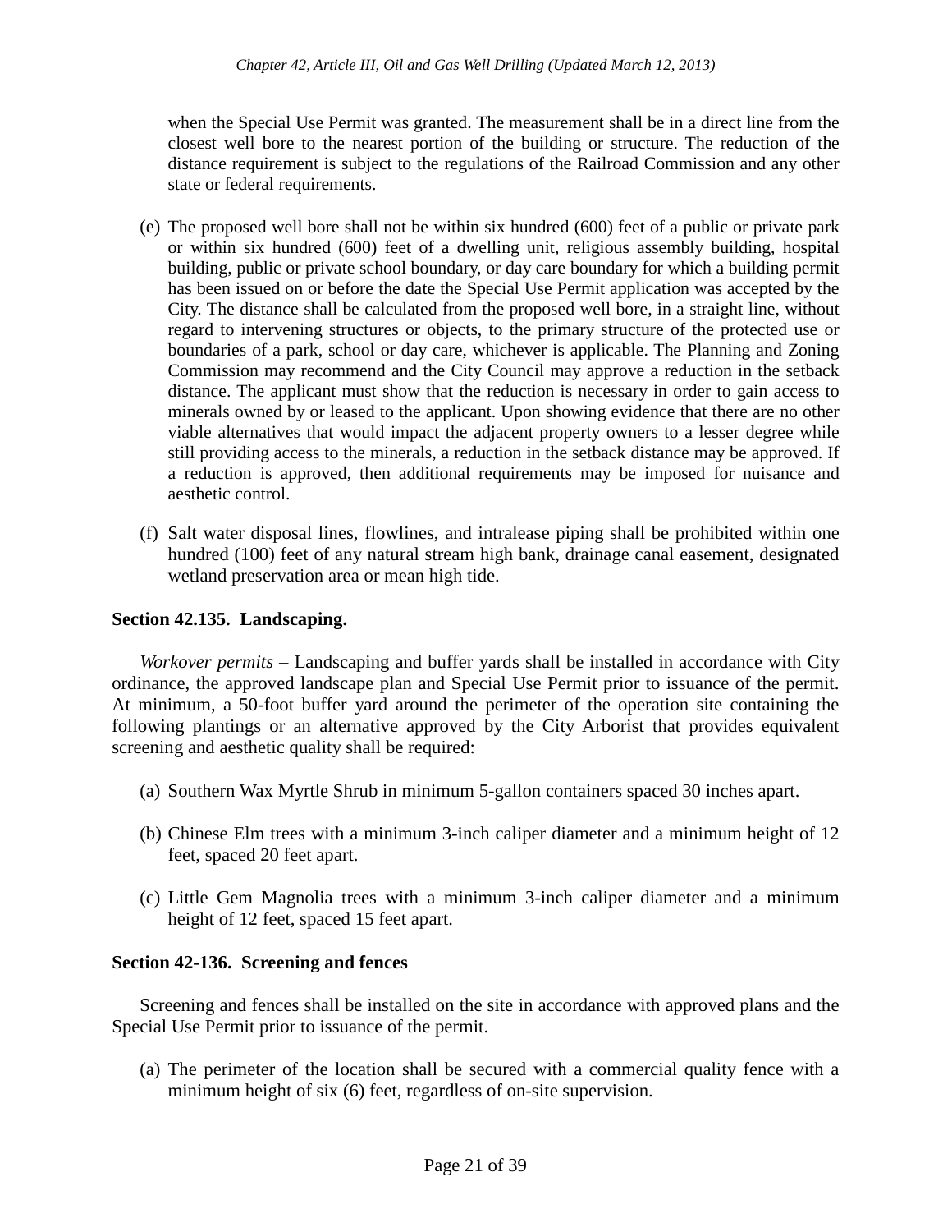when the Special Use Permit was granted. The measurement shall be in a direct line from the closest well bore to the nearest portion of the building or structure. The reduction of the distance requirement is subject to the regulations of the Railroad Commission and any other state or federal requirements.

(e) The proposed well bore shall not be within six hundred (600) feet of a public or private park or within six hundred (600) feet of a dwelling unit, religious assembly building, hospital building, public or private school boundary, or day care boundary for which a building permit has been issued on or before the date the Special Use Permit application was accepted by the City. The distance shall be calculated from the proposed well bore, in a straight line, without regard to intervening structures or objects, to the primary structure of the protected use or boundaries of a park, school or day care, whichever is applicable. The Planning and Zoning Commission may recommend and the City Council may approve a reduction in the setback distance. The applicant must show that the reduction is necessary in order to gain access to minerals owned by or leased to the applicant. Upon showing evidence that there are no other viable alternatives that would impact the adjacent property owners to a lesser degree while still providing access to the minerals, a reduction in the setback distance may be approved. If a reduction is approved, then additional requirements may be imposed for nuisance and aesthetic control.

(f) Salt water disposal lines, flowlines, and intralease piping shall be prohibited within one hundred (100) feet of any natural stream high bank, drainage canal easement, designated wetland preservation area or mean high tide.

**Section 42.135. Landscaping.**

*Workover permits* – Landscaping and buffer yards shall be installed in accordance with City ordinance, the approved landscape plan and Special Use Permit prior to issuance of the permit. At minimum, a 50-foot buffer yard around the perimeter of the operation site containing the following plantings or an alternative approved by the City Arborist that provides equivalent screening and aesthetic quality shall be required:

(a) Southern Wax Myrtle Shrub in minimum 5-gallon containers spaced 30 inches apart.

(b) Chinese Elm trees with a minimum 3-inch caliper diameter and a minimum height of 12 feet, spaced 20 feet apart.

(c) Little Gem Magnolia trees with a minimum 3-inch caliper diameter and a minimum height of 12 feet, spaced 15 feet apart.

**Section 42-136. Screening and fences**

Screening and fences shall be installed on the site in accordance with approved plans and the Special Use Permit prior to issuance of the permit.

(a) The perimeter of the location shall be secured with a commercial quality fence with a minimum height of six (6) feet, regardless of on-site supervision.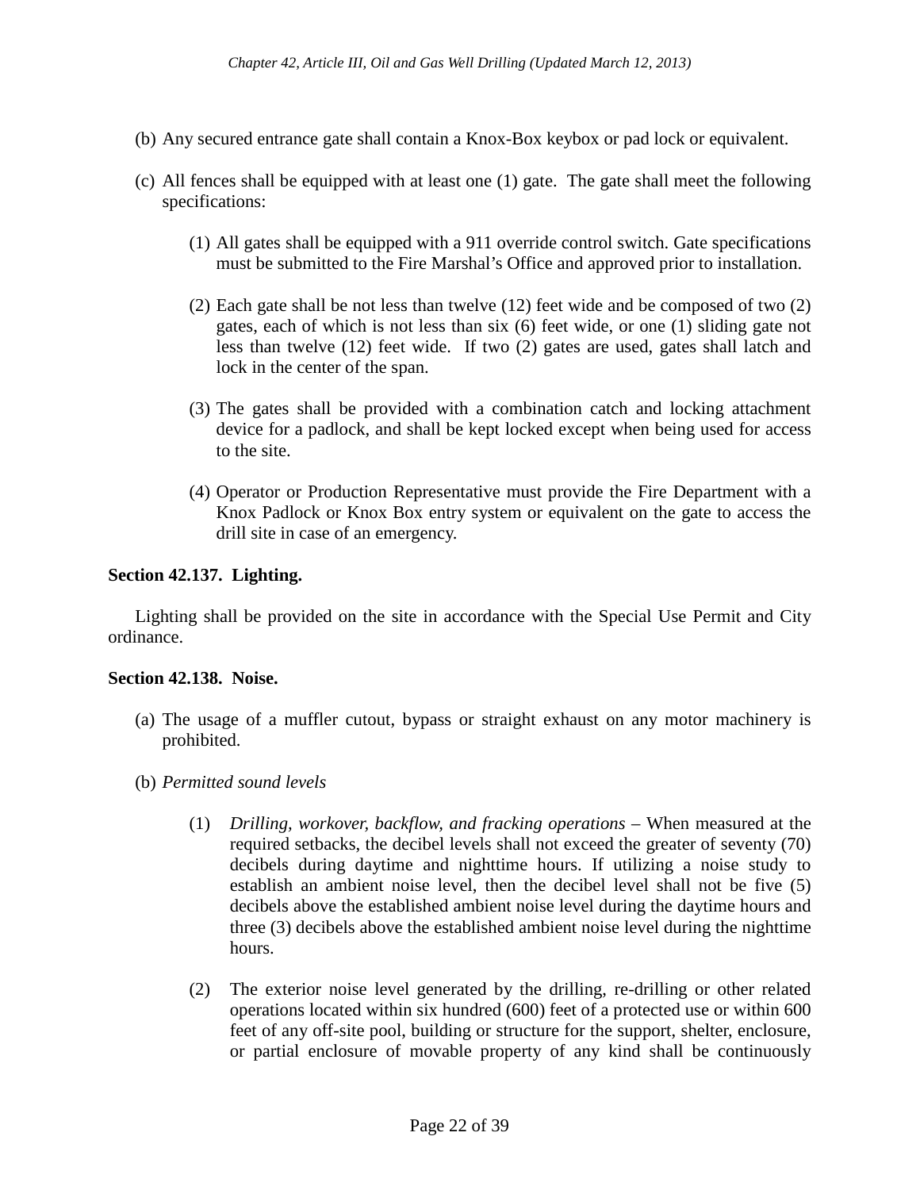(b) Any secured entrance gate shall contain a Knox-Box keybox or pad lock or equivalent.

(c) All fences shall be equipped with at least one (1) gate. The gate shall meet the following specifications:

   (1) All gates shall be equipped with a 911 override control switch. Gate specifications must be submitted to the Fire Marshal's Office and approved prior to installation.

   (2) Each gate shall be not less than twelve (12) feet wide and be composed of two (2) gates, each of which is not less than six (6) feet wide, or one (1) sliding gate not less than twelve (12) feet wide. If two (2) gates are used, gates shall latch and lock in the center of the span.

   (3) The gates shall be provided with a combination catch and locking attachment device for a padlock, and shall be kept locked except when being used for access to the site.

   (4) Operator or Production Representative must provide the Fire Department with a Knox Padlock or Knox Box entry system or equivalent on the gate to access the drill site in case of an emergency.

**Section 42.137. Lighting.**

Lighting shall be provided on the site in accordance with the Special Use Permit and City ordinance.

**Section 42.138. Noise.**

(a) The usage of a muffler cutout, bypass or straight exhaust on any motor machinery is prohibited.

(b) *Permitted sound levels*

   (1) *Drilling, workover, backflow, and fracking operations* – When measured at the required setbacks, the decibel levels shall not exceed the greater of seventy (70) decibels during daytime and nighttime hours. If utilizing a noise study to establish an ambient noise level, then the decibel level shall not be five (5) decibels above the established ambient noise level during the daytime hours and three (3) decibels above the established ambient noise level during the nighttime hours.

   (2) The exterior noise level generated by the drilling, re-drilling or other related operations located within six hundred (600) feet of a protected use or within 600 feet of any off-site pool, building or structure for the support, shelter, enclosure, or partial enclosure of movable property of any kind shall be continuously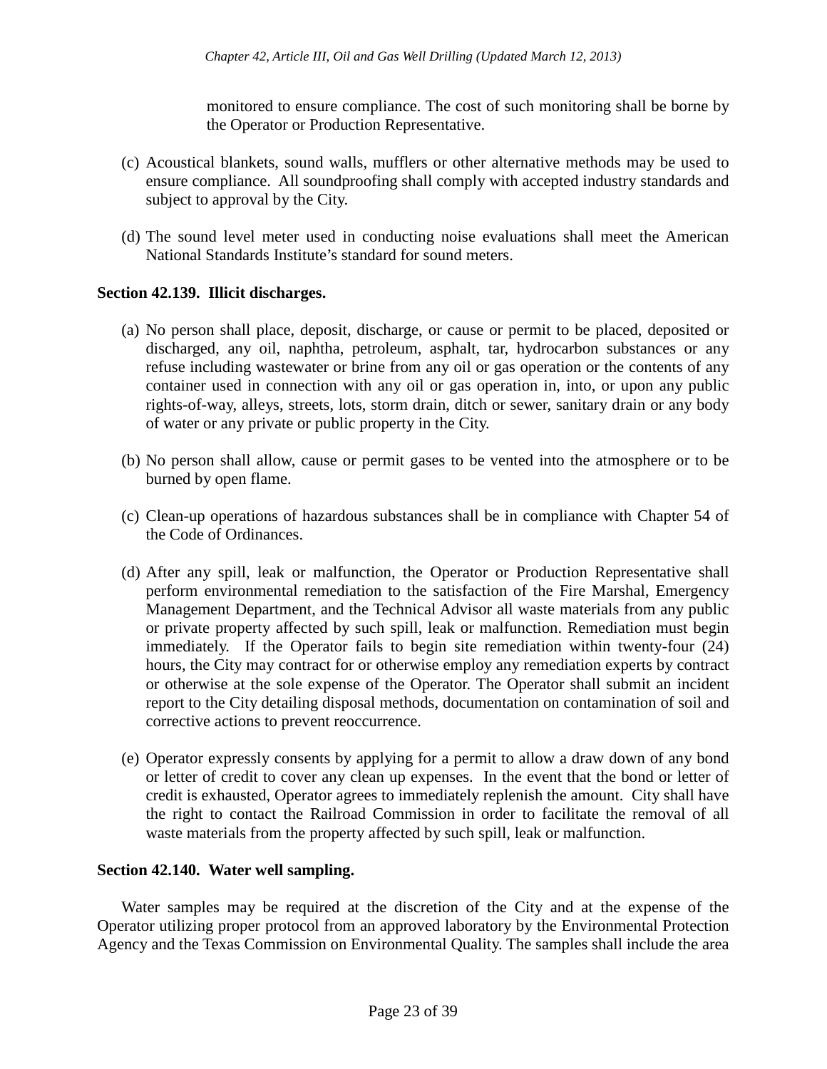monitored to ensure compliance. The cost of such monitoring shall be borne by the Operator or Production Representative.

(c) Acoustical blankets, sound walls, mufflers or other alternative methods may be used to ensure compliance. All soundproofing shall comply with accepted industry standards and subject to approval by the City.

(d) The sound level meter used in conducting noise evaluations shall meet the American National Standards Institute's standard for sound meters.

**Section 42.139. Illicit discharges.**

(a) No person shall place, deposit, discharge, or cause or permit to be placed, deposited or discharged, any oil, naphtha, petroleum, asphalt, tar, hydrocarbon substances or any refuse including wastewater or brine from any oil or gas operation or the contents of any container used in connection with any oil or gas operation in, into, or upon any public rights-of-way, alleys, streets, lots, storm drain, ditch or sewer, sanitary drain or any body of water or any private or public property in the City.

(b) No person shall allow, cause or permit gases to be vented into the atmosphere or to be burned by open flame.

(c) Clean-up operations of hazardous substances shall be in compliance with Chapter 54 of the Code of Ordinances.

(d) After any spill, leak or malfunction, the Operator or Production Representative shall perform environmental remediation to the satisfaction of the Fire Marshal, Emergency Management Department, and the Technical Advisor all waste materials from any public or private property affected by such spill, leak or malfunction. Remediation must begin immediately. If the Operator fails to begin site remediation within twenty-four (24) hours, the City may contract for or otherwise employ any remediation experts by contract or otherwise at the sole expense of the Operator. The Operator shall submit an incident report to the City detailing disposal methods, documentation on contamination of soil and corrective actions to prevent reoccurrence.

(e) Operator expressly consents by applying for a permit to allow a draw down of any bond or letter of credit to cover any clean up expenses. In the event that the bond or letter of credit is exhausted, Operator agrees to immediately replenish the amount. City shall have the right to contact the Railroad Commission in order to facilitate the removal of all waste materials from the property affected by such spill, leak or malfunction.

**Section 42.140. Water well sampling.**

Water samples may be required at the discretion of the City and at the expense of the Operator utilizing proper protocol from an approved laboratory by the Environmental Protection Agency and the Texas Commission on Environmental Quality. The samples shall include the area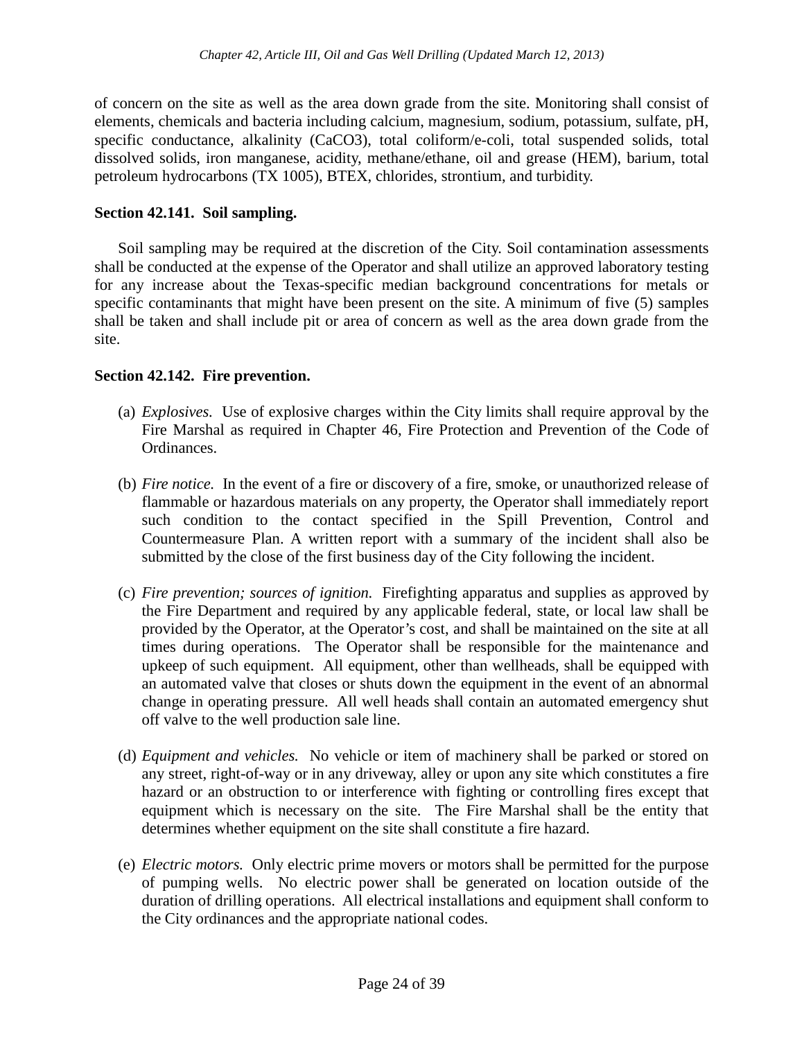of concern on the site as well as the area down grade from the site. Monitoring shall consist of elements, chemicals and bacteria including calcium, magnesium, sodium, potassium, sulfate, pH, specific conductance, alkalinity ($CaCO_3$), total coliform/e-coli, total suspended solids, total dissolved solids, iron manganese, acidity, methane/ethane, oil and grease (HEM), barium, total petroleum hydrocarbons (TX 1005), BTEX, chlorides, strontium, and turbidity.

**Section 42.141. Soil sampling.**

Soil sampling may be required at the discretion of the City. Soil contamination assessments shall be conducted at the expense of the Operator and shall utilize an approved laboratory testing for any increase about the Texas-specific median background concentrations for metals or specific contaminants that might have been present on the site. A minimum of five (5) samples shall be taken and shall include pit or area of concern as well as the area down grade from the site.

**Section 42.142. Fire prevention.**

(a) *Explosives.* Use of explosive charges within the City limits shall require approval by the Fire Marshal as required in Chapter 46, Fire Protection and Prevention of the Code of Ordinances.

(b) *Fire notice.* In the event of a fire or discovery of a fire, smoke, or unauthorized release of flammable or hazardous materials on any property, the Operator shall immediately report such condition to the contact specified in the Spill Prevention, Control and Countermeasure Plan. A written report with a summary of the incident shall also be submitted by the close of the first business day of the City following the incident.

(c) *Fire prevention; sources of ignition.* Firefighting apparatus and supplies as approved by the Fire Department and required by any applicable federal, state, or local law shall be provided by the Operator, at the Operator's cost, and shall be maintained on the site at all times during operations. The Operator shall be responsible for the maintenance and upkeep of such equipment. All equipment, other than wellheads, shall be equipped with an automated valve that closes or shuts down the equipment in the event of an abnormal change in operating pressure. All well heads shall contain an automated emergency shut off valve to the well production sale line.

(d) *Equipment and vehicles.* No vehicle or item of machinery shall be parked or stored on any street, right-of-way or in any driveway, alley or upon any site which constitutes a fire hazard or an obstruction to or interference with fighting or controlling fires except that equipment which is necessary on the site. The Fire Marshal shall be the entity that determines whether equipment on the site shall constitute a fire hazard.

(e) *Electric motors.* Only electric prime movers or motors shall be permitted for the purpose of pumping wells. No electric power shall be generated on location outside of the duration of drilling operations. All electrical installations and equipment shall conform to the City ordinances and the appropriate national codes.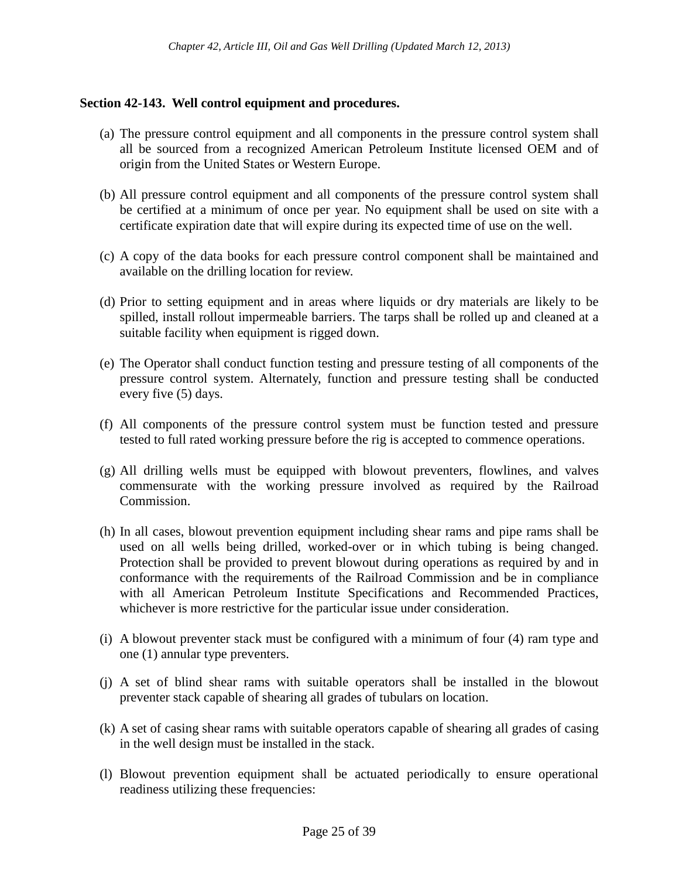**Section 42-143. Well control equipment and procedures.**

(a) The pressure control equipment and all components in the pressure control system shall all be sourced from a recognized American Petroleum Institute licensed OEM and of origin from the United States or Western Europe.

(b) All pressure control equipment and all components of the pressure control system shall be certified at a minimum of once per year. No equipment shall be used on site with a certificate expiration date that will expire during its expected time of use on the well.

(c) A copy of the data books for each pressure control component shall be maintained and available on the drilling location for review.

(d) Prior to setting equipment and in areas where liquids or dry materials are likely to be spilled, install rollout impermeable barriers. The tarps shall be rolled up and cleaned at a suitable facility when equipment is rigged down.

(e) The Operator shall conduct function testing and pressure testing of all components of the pressure control system. Alternately, function and pressure testing shall be conducted every five (5) days.

(f) All components of the pressure control system must be function tested and pressure tested to full rated working pressure before the rig is accepted to commence operations.

(g) All drilling wells must be equipped with blowout preventers, flowlines, and valves commensurate with the working pressure involved as required by the Railroad Commission.

(h) In all cases, blowout prevention equipment including shear rams and pipe rams shall be used on all wells being drilled, worked-over or in which tubing is being changed. Protection shall be provided to prevent blowout during operations as required by and in conformance with the requirements of the Railroad Commission and be in compliance with all American Petroleum Institute Specifications and Recommended Practices, whichever is more restrictive for the particular issue under consideration.

(i) A blowout preventer stack must be configured with a minimum of four (4) ram type and one (1) annular type preventers.

(j) A set of blind shear rams with suitable operators shall be installed in the blowout preventer stack capable of shearing all grades of tubulars on location.

(k) A set of casing shear rams with suitable operators capable of shearing all grades of casing in the well design must be installed in the stack.

(l) Blowout prevention equipment shall be actuated periodically to ensure operational readiness utilizing these frequencies: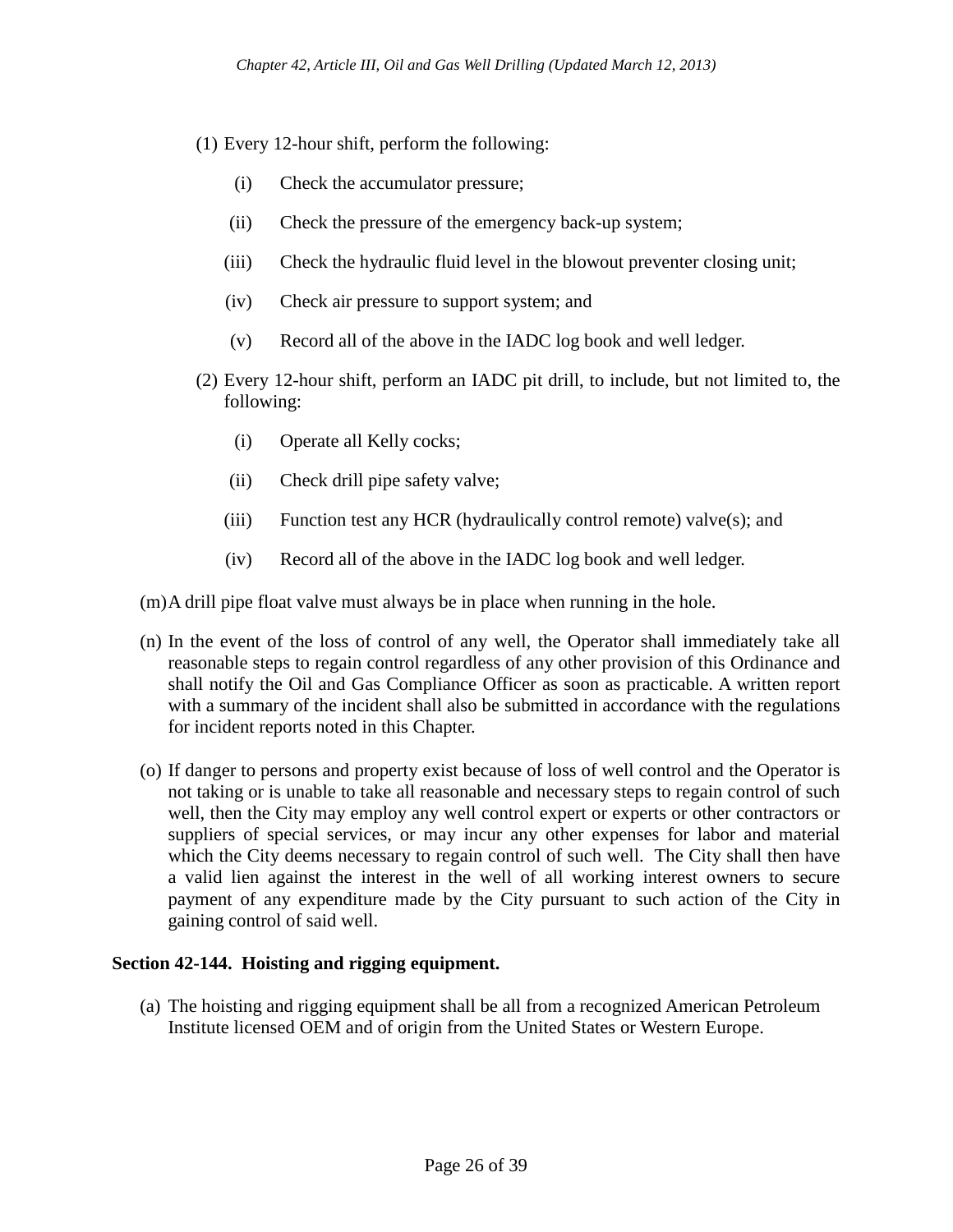(1) Every 12-hour shift, perform the following:

   (i) Check the accumulator pressure;

   (ii) Check the pressure of the emergency back-up system;

   (iii) Check the hydraulic fluid level in the blowout preventer closing unit;

   (iv) Check air pressure to support system; and

   (v) Record all of the above in the IADC log book and well ledger.

(2) Every 12-hour shift, perform an IADC pit drill, to include, but not limited to, the following:

   (i) Operate all Kelly cocks;

   (ii) Check drill pipe safety valve;

   (iii) Function test any HCR (hydraulically control remote) valve(s); and

   (iv) Record all of the above in the IADC log book and well ledger.

(m) A drill pipe float valve must always be in place when running in the hole.

(n) In the event of the loss of control of any well, the Operator shall immediately take all reasonable steps to regain control regardless of any other provision of this Ordinance and shall notify the Oil and Gas Compliance Officer as soon as practicable. A written report with a summary of the incident shall also be submitted in accordance with the regulations for incident reports noted in this Chapter.

(o) If danger to persons and property exist because of loss of well control and the Operator is not taking or is unable to take all reasonable and necessary steps to regain control of such well, then the City may employ any well control expert or experts or other contractors or suppliers of special services, or may incur any other expenses for labor and material which the City deems necessary to regain control of such well. The City shall then have a valid lien against the interest in the well of all working interest owners to secure payment of any expenditure made by the City pursuant to such action of the City in gaining control of said well.

**Section 42-144. Hoisting and rigging equipment.**

(a) The hoisting and rigging equipment shall be all from a recognized American Petroleum Institute licensed OEM and of origin from the United States or Western Europe.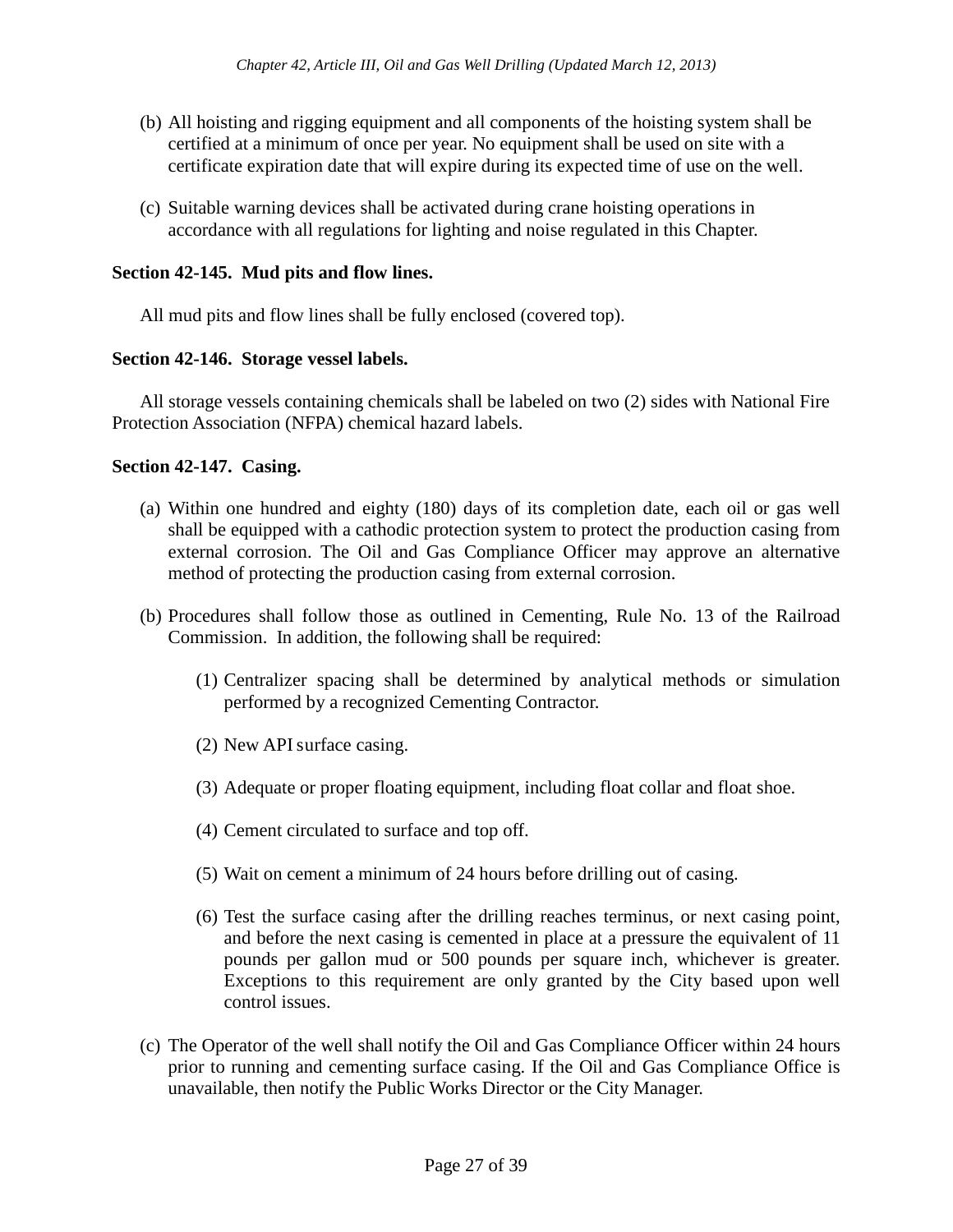(b) All hoisting and rigging equipment and all components of the hoisting system shall be certified at a minimum of once per year. No equipment shall be used on site with a certificate expiration date that will expire during its expected time of use on the well.

(c) Suitable warning devices shall be activated during crane hoisting operations in accordance with all regulations for lighting and noise regulated in this Chapter.

**Section 42-145. Mud pits and flow lines.**

All mud pits and flow lines shall be fully enclosed (covered top).

**Section 42-146. Storage vessel labels.**

All storage vessels containing chemicals shall be labeled on two (2) sides with National Fire Protection Association (NFPA) chemical hazard labels.

**Section 42-147. Casing.**

(a) Within one hundred and eighty (180) days of its completion date, each oil or gas well shall be equipped with a cathodic protection system to protect the production casing from external corrosion. The Oil and Gas Compliance Officer may approve an alternative method of protecting the production casing from external corrosion.

(b) Procedures shall follow those as outlined in Cementing, Rule No. 13 of the Railroad Commission. In addition, the following shall be required:

(1) Centralizer spacing shall be determined by analytical methods or simulation performed by a recognized Cementing Contractor.

(2) New API surface casing.

(3) Adequate or proper floating equipment, including float collar and float shoe.

(4) Cement circulated to surface and top off.

(5) Wait on cement a minimum of 24 hours before drilling out of casing.

(6) Test the surface casing after the drilling reaches terminus, or next casing point, and before the next casing is cemented in place at a pressure the equivalent of 11 pounds per gallon mud or 500 pounds per square inch, whichever is greater. Exceptions to this requirement are only granted by the City based upon well control issues.

(c) The Operator of the well shall notify the Oil and Gas Compliance Officer within 24 hours prior to running and cementing surface casing. If the Oil and Gas Compliance Office is unavailable, then notify the Public Works Director or the City Manager.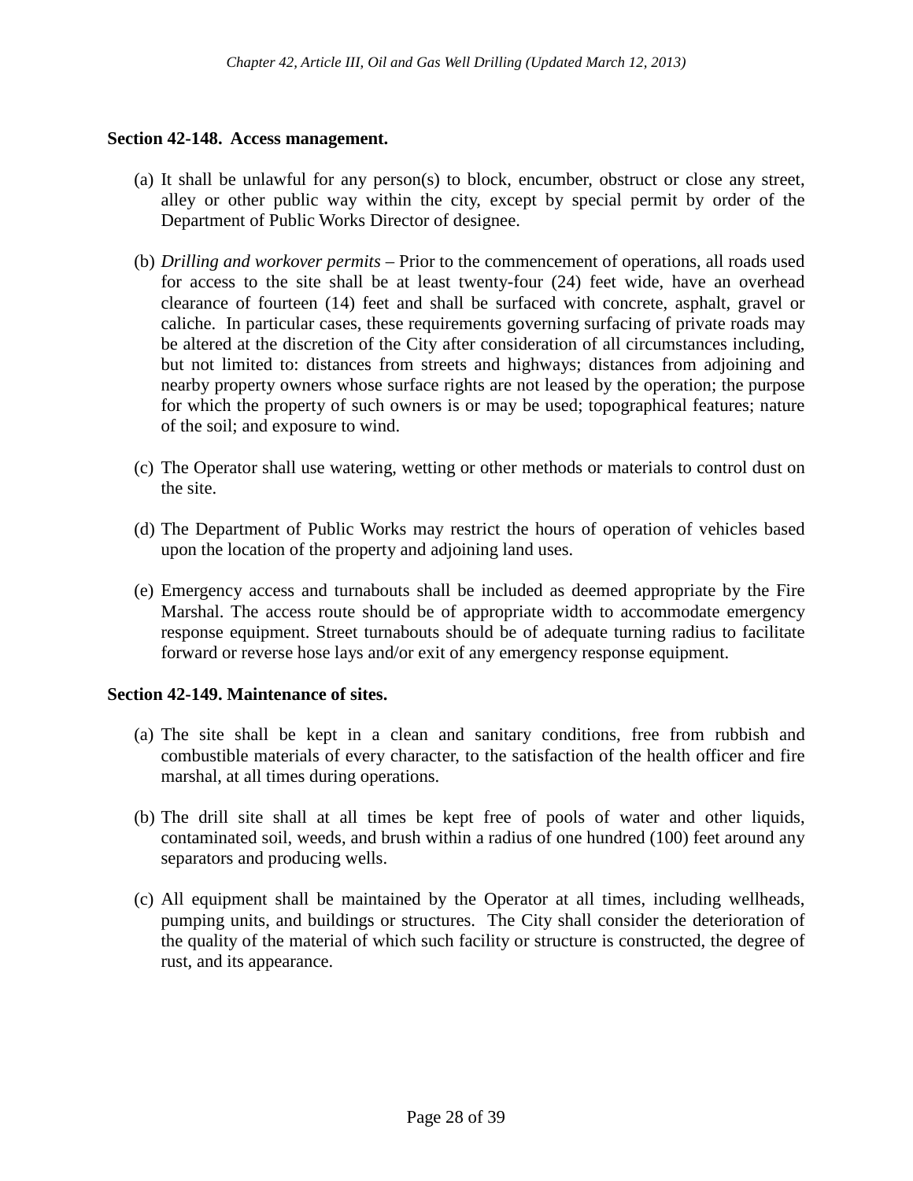**Section 42-148. Access management.**

(a) It shall be unlawful for any person(s) to block, encumber, obstruct or close any street, alley or other public way within the city, except by special permit by order of the Department of Public Works Director of designee.

(b) *Drilling and workover permits* – Prior to the commencement of operations, all roads used for access to the site shall be at least twenty-four (24) feet wide, have an overhead clearance of fourteen (14) feet and shall be surfaced with concrete, asphalt, gravel or caliche. In particular cases, these requirements governing surfacing of private roads may be altered at the discretion of the City after consideration of all circumstances including, but not limited to: distances from streets and highways; distances from adjoining and nearby property owners whose surface rights are not leased by the operation; the purpose for which the property of such owners is or may be used; topographical features; nature of the soil; and exposure to wind.

(c) The Operator shall use watering, wetting or other methods or materials to control dust on the site.

(d) The Department of Public Works may restrict the hours of operation of vehicles based upon the location of the property and adjoining land uses.

(e) Emergency access and turnabouts shall be included as deemed appropriate by the Fire Marshal. The access route should be of appropriate width to accommodate emergency response equipment. Street turnabouts should be of adequate turning radius to facilitate forward or reverse hose lays and/or exit of any emergency response equipment.

**Section 42-149. Maintenance of sites.**

(a) The site shall be kept in a clean and sanitary conditions, free from rubbish and combustible materials of every character, to the satisfaction of the health officer and fire marshal, at all times during operations.

(b) The drill site shall at all times be kept free of pools of water and other liquids, contaminated soil, weeds, and brush within a radius of one hundred (100) feet around any separators and producing wells.

(c) All equipment shall be maintained by the Operator at all times, including wellheads, pumping units, and buildings or structures. The City shall consider the deterioration of the quality of the material of which such facility or structure is constructed, the degree of rust, and its appearance.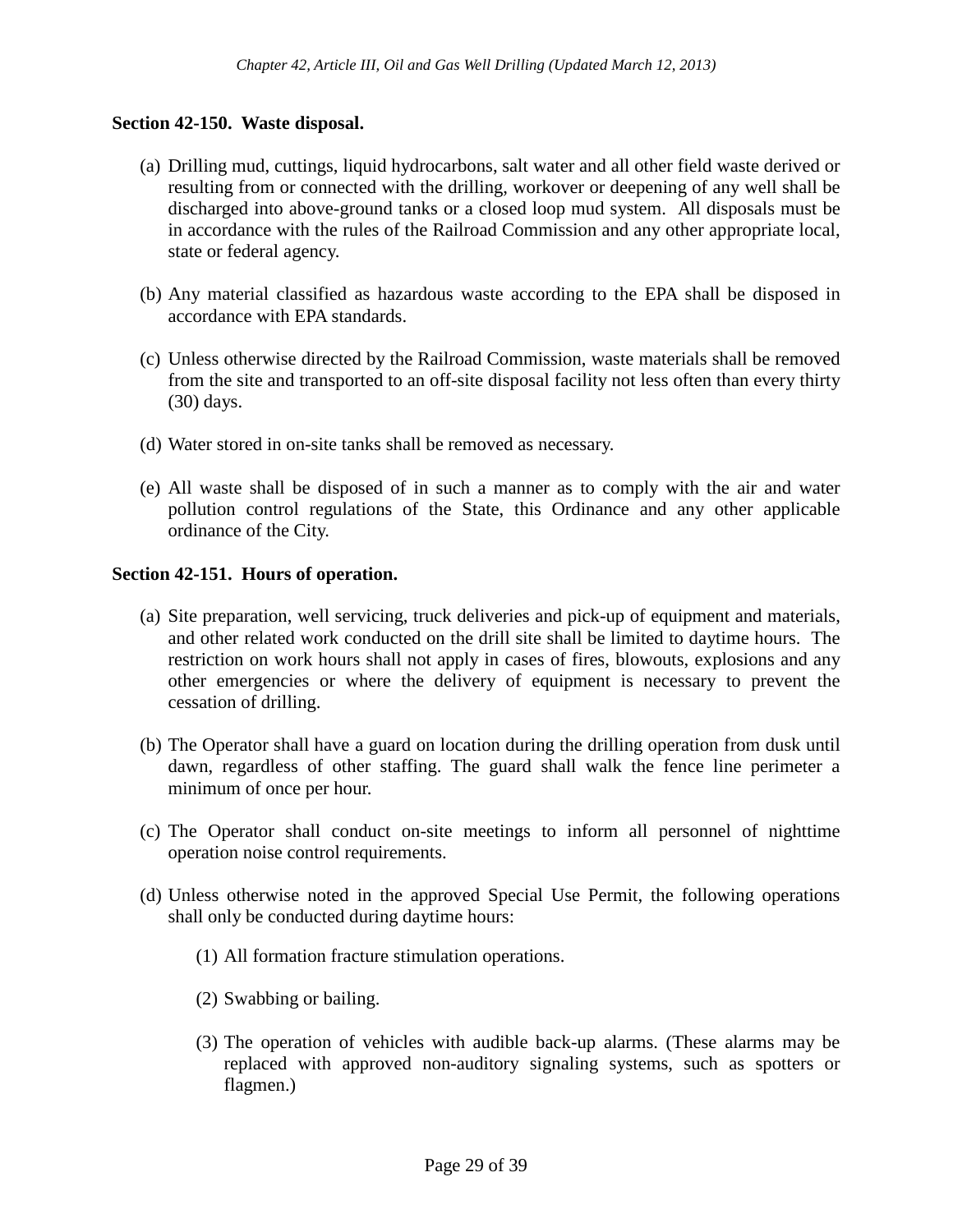### Section 42-150. Waste disposal.

(a) Drilling mud, cuttings, liquid hydrocarbons, salt water and all other field waste derived or resulting from or connected with the drilling, workover or deepening of any well shall be discharged into above-ground tanks or a closed loop mud system. All disposals must be in accordance with the rules of the Railroad Commission and any other appropriate local, state or federal agency.

(b) Any material classified as hazardous waste according to the EPA shall be disposed in accordance with EPA standards.

(c) Unless otherwise directed by the Railroad Commission, waste materials shall be removed from the site and transported to an off-site disposal facility not less often than every thirty (30) days.

(d) Water stored in on-site tanks shall be removed as necessary.

(e) All waste shall be disposed of in such a manner as to comply with the air and water pollution control regulations of the State, this Ordinance and any other applicable ordinance of the City.

### Section 42-151. Hours of operation.

(a) Site preparation, well servicing, truck deliveries and pick-up of equipment and materials, and other related work conducted on the drill site shall be limited to daytime hours. The restriction on work hours shall not apply in cases of fires, blowouts, explosions and any other emergencies or where the delivery of equipment is necessary to prevent the cessation of drilling.

(b) The Operator shall have a guard on location during the drilling operation from dusk until dawn, regardless of other staffing. The guard shall walk the fence line perimeter a minimum of once per hour.

(c) The Operator shall conduct on-site meetings to inform all personnel of nighttime operation noise control requirements.

(d) Unless otherwise noted in the approved Special Use Permit, the following operations shall only be conducted during daytime hours:

   (1) All formation fracture stimulation operations.

   (2) Swabbing or bailing.

   (3) The operation of vehicles with audible back-up alarms. (These alarms may be replaced with approved non-auditory signaling systems, such as spotters or flagmen.)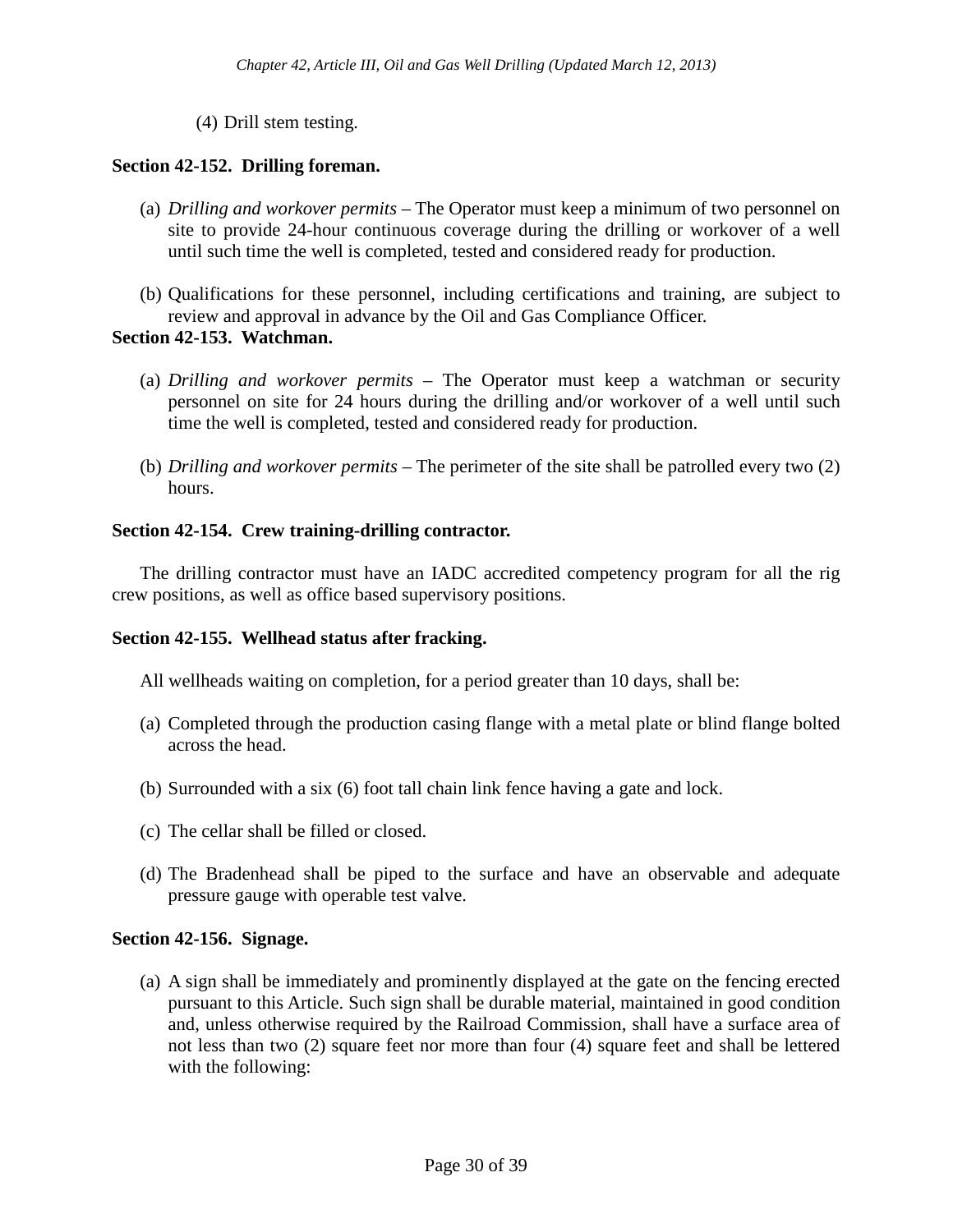(4) Drill stem testing.

**Section 42-152. Drilling foreman.**

(a) *Drilling and workover permits* – The Operator must keep a minimum of two personnel on site to provide 24-hour continuous coverage during the drilling or workover of a well until such time the well is completed, tested and considered ready for production.

(b) Qualifications for these personnel, including certifications and training, are subject to review and approval in advance by the Oil and Gas Compliance Officer.

**Section 42-153. Watchman.**

(a) *Drilling and workover permits* – The Operator must keep a watchman or security personnel on site for 24 hours during the drilling and/or workover of a well until such time the well is completed, tested and considered ready for production.

(b) *Drilling and workover permits* – The perimeter of the site shall be patrolled every two (2) hours.

**Section 42-154. Crew training-drilling contractor.**

The drilling contractor must have an IADC accredited competency program for all the rig crew positions, as well as office based supervisory positions.

**Section 42-155. Wellhead status after fracking.**

All wellheads waiting on completion, for a period greater than 10 days, shall be:

(a) Completed through the production casing flange with a metal plate or blind flange bolted across the head.

(b) Surrounded with a six (6) foot tall chain link fence having a gate and lock.

(c) The cellar shall be filled or closed.

(d) The Bradenhead shall be piped to the surface and have an observable and adequate pressure gauge with operable test valve.

**Section 42-156. Signage.**

(a) A sign shall be immediately and prominently displayed at the gate on the fencing erected pursuant to this Article. Such sign shall be durable material, maintained in good condition and, unless otherwise required by the Railroad Commission, shall have a surface area of not less than two (2) square feet nor more than four (4) square feet and shall be lettered with the following: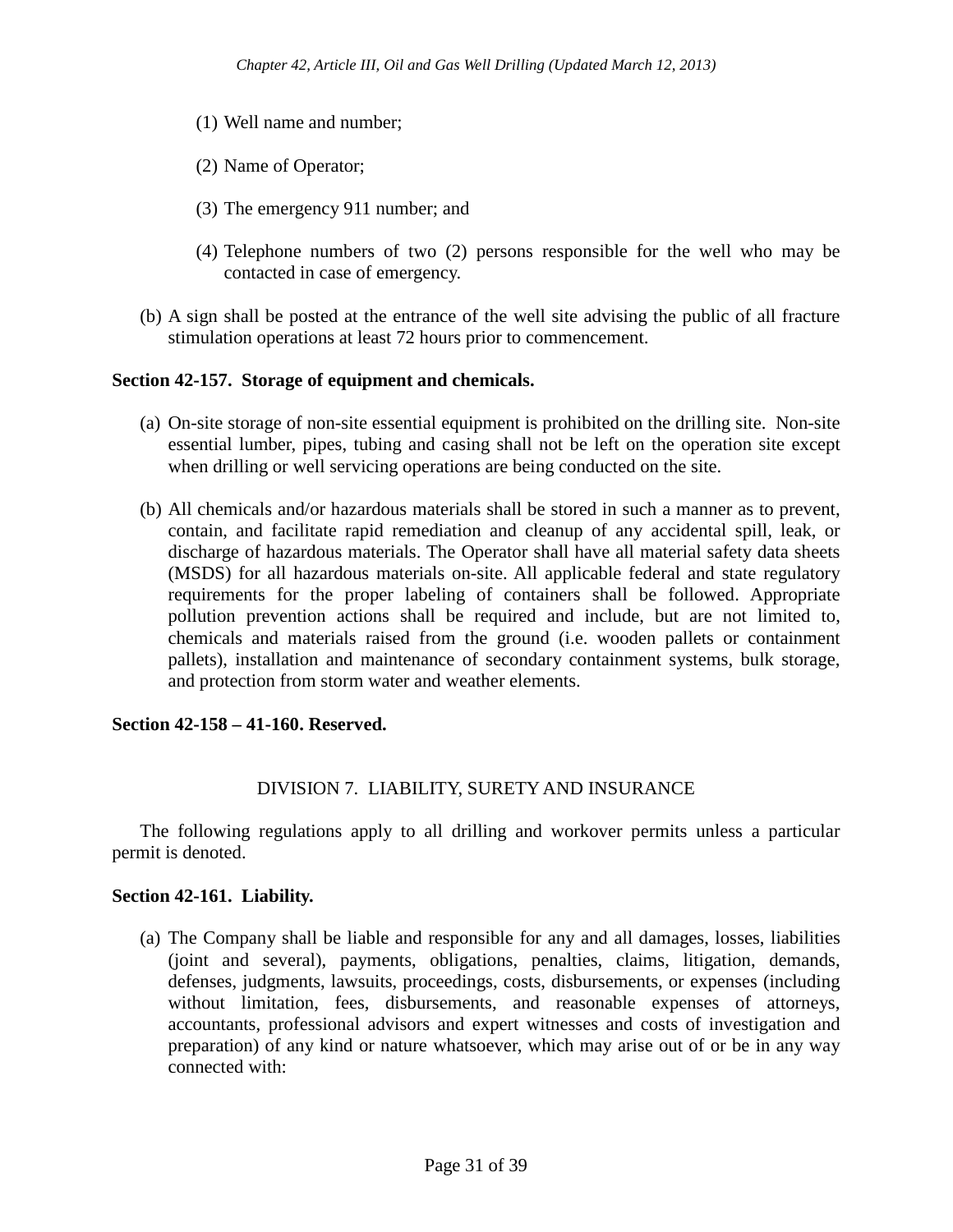(1) Well name and number;

(2) Name of Operator;

(3) The emergency 911 number; and

(4) Telephone numbers of two (2) persons responsible for the well who may be contacted in case of emergency.

(b) A sign shall be posted at the entrance of the well site advising the public of all fracture stimulation operations at least 72 hours prior to commencement.

**Section 42-157. Storage of equipment and chemicals.**

(a) On-site storage of non-site essential equipment is prohibited on the drilling site. Non-site essential lumber, pipes, tubing and casing shall not be left on the operation site except when drilling or well servicing operations are being conducted on the site.

(b) All chemicals and/or hazardous materials shall be stored in such a manner as to prevent, contain, and facilitate rapid remediation and cleanup of any accidental spill, leak, or discharge of hazardous materials. The Operator shall have all material safety data sheets (MSDS) for all hazardous materials on-site. All applicable federal and state regulatory requirements for the proper labeling of containers shall be followed. Appropriate pollution prevention actions shall be required and include, but are not limited to, chemicals and materials raised from the ground (i.e. wooden pallets or containment pallets), installation and maintenance of secondary containment systems, bulk storage, and protection from storm water and weather elements.

**Section 42-158 – 41-160. Reserved.**

## DIVISION 7. LIABILITY, SURETY AND INSURANCE

The following regulations apply to all drilling and workover permits unless a particular permit is denoted.

**Section 42-161. Liability.**

(a) The Company shall be liable and responsible for any and all damages, losses, liabilities (joint and several), payments, obligations, penalties, claims, litigation, demands, defenses, judgments, lawsuits, proceedings, costs, disbursements, or expenses (including without limitation, fees, disbursements, and reasonable expenses of attorneys, accountants, professional advisors and expert witnesses and costs of investigation and preparation) of any kind or nature whatsoever, which may arise out of or be in any way connected with: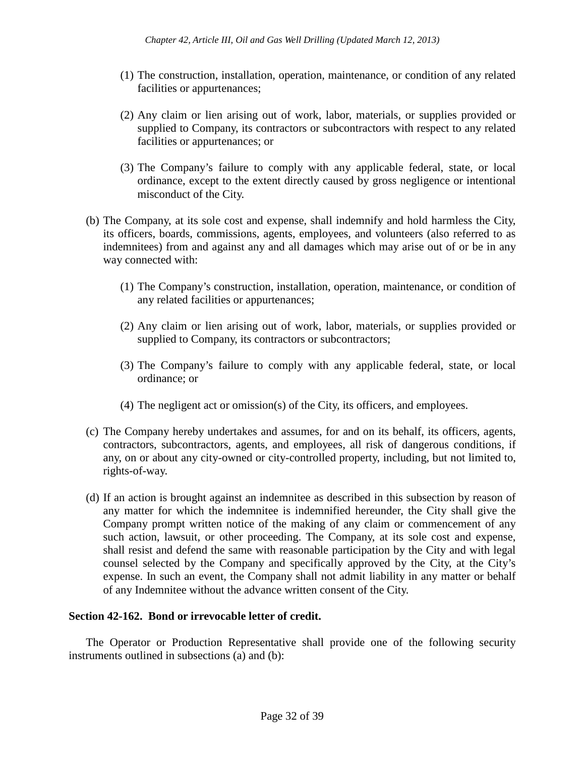(1) The construction, installation, operation, maintenance, or condition of any related facilities or appurtenances;

(2) Any claim or lien arising out of work, labor, materials, or supplies provided or supplied to Company, its contractors or subcontractors with respect to any related facilities or appurtenances; or

(3) The Company's failure to comply with any applicable federal, state, or local ordinance, except to the extent directly caused by gross negligence or intentional misconduct of the City.

(b) The Company, at its sole cost and expense, shall indemnify and hold harmless the City, its officers, boards, commissions, agents, employees, and volunteers (also referred to as indemnitees) from and against any and all damages which may arise out of or be in any way connected with:

(1) The Company's construction, installation, operation, maintenance, or condition of any related facilities or appurtenances;

(2) Any claim or lien arising out of work, labor, materials, or supplies provided or supplied to Company, its contractors or subcontractors;

(3) The Company's failure to comply with any applicable federal, state, or local ordinance; or

(4) The negligent act or omission(s) of the City, its officers, and employees.

(c) The Company hereby undertakes and assumes, for and on its behalf, its officers, agents, contractors, subcontractors, agents, and employees, all risk of dangerous conditions, if any, on or about any city-owned or city-controlled property, including, but not limited to, rights-of-way.

(d) If an action is brought against an indemnitee as described in this subsection by reason of any matter for which the indemnitee is indemnified hereunder, the City shall give the Company prompt written notice of the making of any claim or commencement of any such action, lawsuit, or other proceeding. The Company, at its sole cost and expense, shall resist and defend the same with reasonable participation by the City and with legal counsel selected by the Company and specifically approved by the City, at the City's expense. In such an event, the Company shall not admit liability in any matter or behalf of any Indemnitee without the advance written consent of the City.

**Section 42-162. Bond or irrevocable letter of credit.**

The Operator or Production Representative shall provide one of the following security instruments outlined in subsections (a) and (b):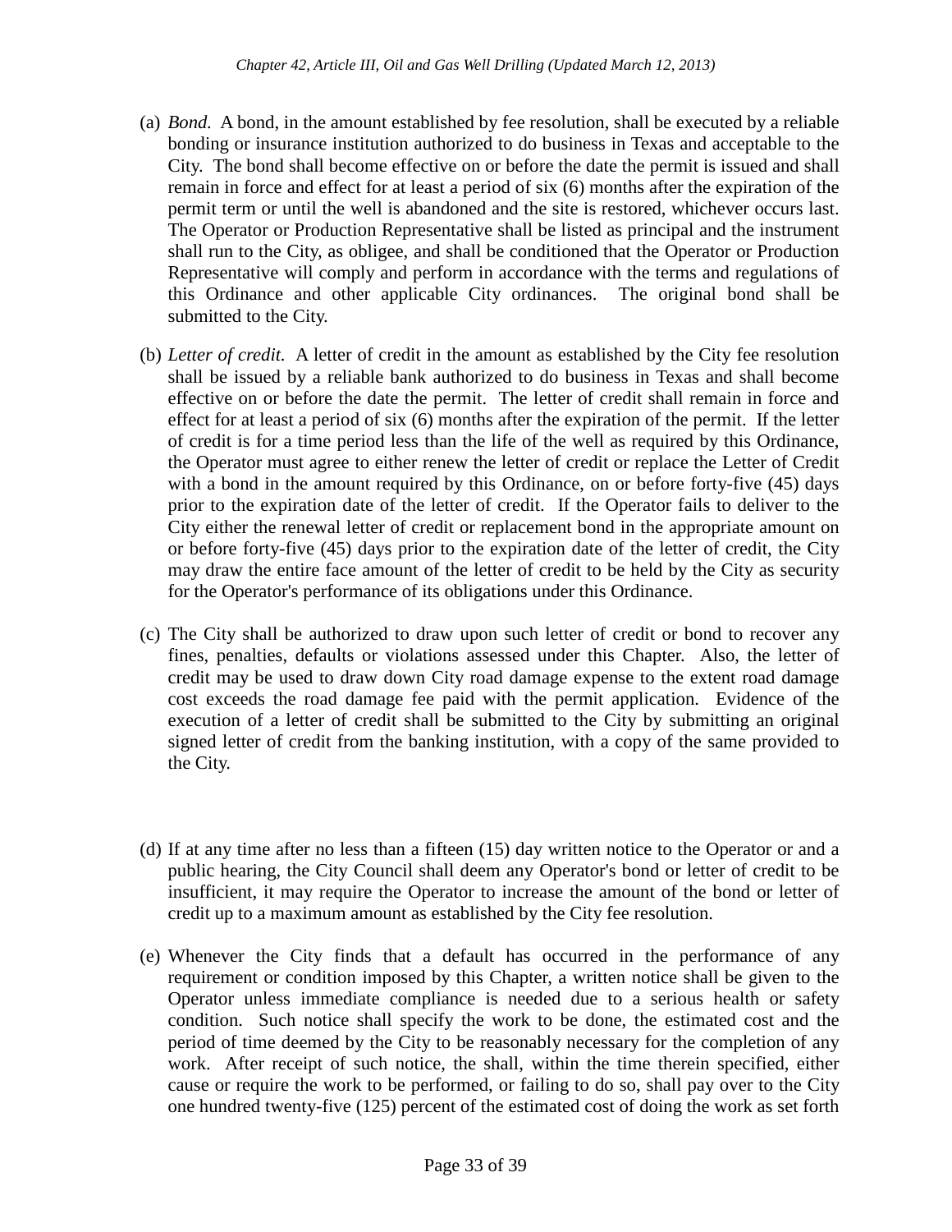(a) *Bond*. A bond, in the amount established by fee resolution, shall be executed by a reliable bonding or insurance institution authorized to do business in Texas and acceptable to the City. The bond shall become effective on or before the date the permit is issued and shall remain in force and effect for at least a period of six (6) months after the expiration of the permit term or until the well is abandoned and the site is restored, whichever occurs last. The Operator or Production Representative shall be listed as principal and the instrument shall run to the City, as obligee, and shall be conditioned that the Operator or Production Representative will comply and perform in accordance with the terms and regulations of this Ordinance and other applicable City ordinances. The original bond shall be submitted to the City.

(b) *Letter of credit*. A letter of credit in the amount as established by the City fee resolution shall be issued by a reliable bank authorized to do business in Texas and shall become effective on or before the date the permit. The letter of credit shall remain in force and effect for at least a period of six (6) months after the expiration of the permit. If the letter of credit is for a time period less than the life of the well as required by this Ordinance, the Operator must agree to either renew the letter of credit or replace the Letter of Credit with a bond in the amount required by this Ordinance, on or before forty-five (45) days prior to the expiration date of the letter of credit. If the Operator fails to deliver to the City either the renewal letter of credit or replacement bond in the appropriate amount on or before forty-five (45) days prior to the expiration date of the letter of credit, the City may draw the entire face amount of the letter of credit to be held by the City as security for the Operator's performance of its obligations under this Ordinance.

(c) The City shall be authorized to draw upon such letter of credit or bond to recover any fines, penalties, defaults or violations assessed under this Chapter. Also, the letter of credit may be used to draw down City road damage expense to the extent road damage cost exceeds the road damage fee paid with the permit application. Evidence of the execution of a letter of credit shall be submitted to the City by submitting an original signed letter of credit from the banking institution, with a copy of the same provided to the City.

(d) If at any time after no less than a fifteen (15) day written notice to the Operator or and a public hearing, the City Council shall deem any Operator's bond or letter of credit to be insufficient, it may require the Operator to increase the amount of the bond or letter of credit up to a maximum amount as established by the City fee resolution.

(e) Whenever the City finds that a default has occurred in the performance of any requirement or condition imposed by this Chapter, a written notice shall be given to the Operator unless immediate compliance is needed due to a serious health or safety condition. Such notice shall specify the work to be done, the estimated cost and the period of time deemed by the City to be reasonably necessary for the completion of any work. After receipt of such notice, the shall, within the time therein specified, either cause or require the work to be performed, or failing to do so, shall pay over to the City one hundred twenty-five (125) percent of the estimated cost of doing the work as set forth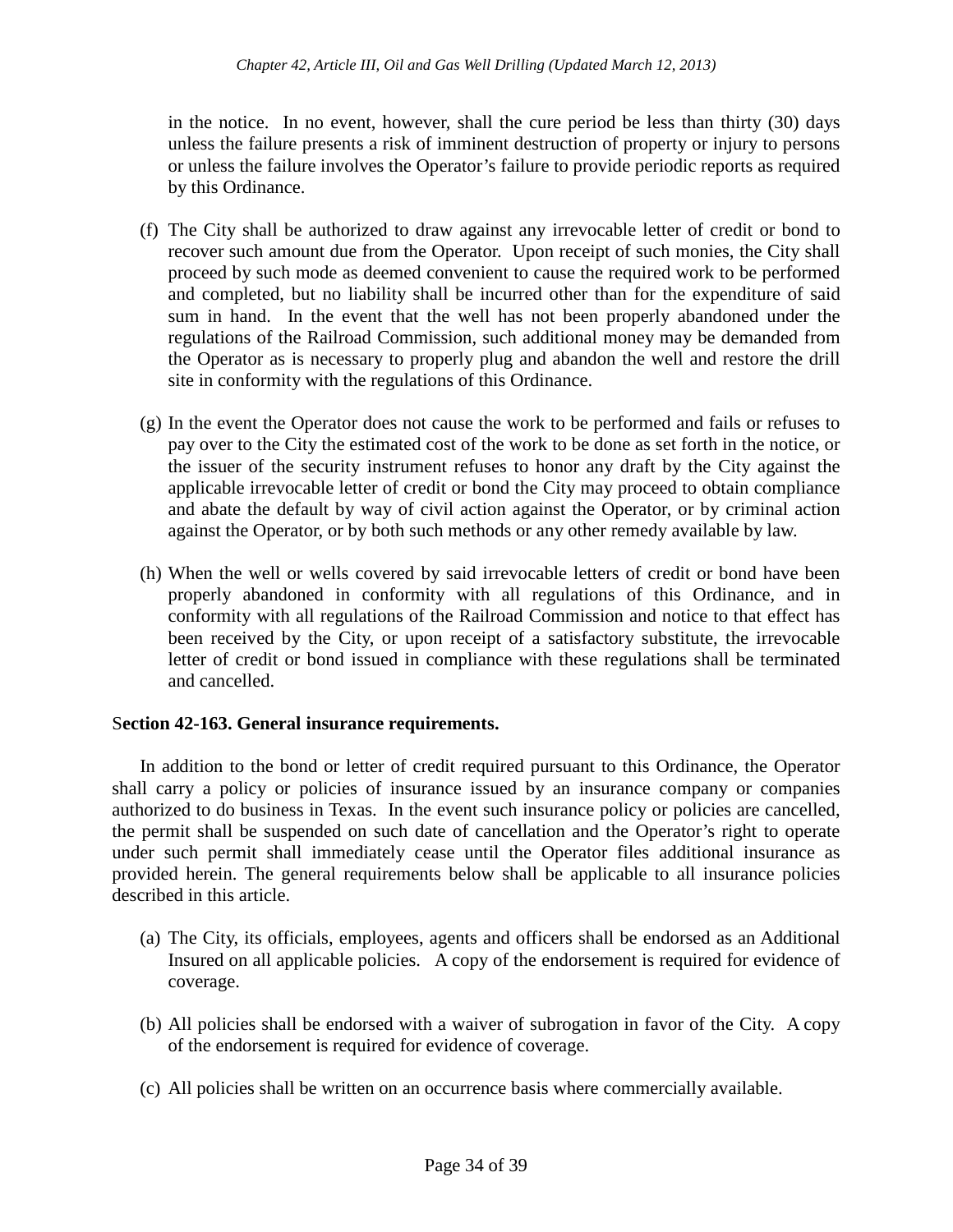in the notice. In no event, however, shall the cure period be less than thirty (30) days unless the failure presents a risk of imminent destruction of property or injury to persons or unless the failure involves the Operator's failure to provide periodic reports as required by this Ordinance.

(f) The City shall be authorized to draw against any irrevocable letter of credit or bond to recover such amount due from the Operator. Upon receipt of such monies, the City shall proceed by such mode as deemed convenient to cause the required work to be performed and completed, but no liability shall be incurred other than for the expenditure of said sum in hand. In the event that the well has not been properly abandoned under the regulations of the Railroad Commission, such additional money may be demanded from the Operator as is necessary to properly plug and abandon the well and restore the drill site in conformity with the regulations of this Ordinance.

(g) In the event the Operator does not cause the work to be performed and fails or refuses to pay over to the City the estimated cost of the work to be done as set forth in the notice, or the issuer of the security instrument refuses to honor any draft by the City against the applicable irrevocable letter of credit or bond the City may proceed to obtain compliance and abate the default by way of civil action against the Operator, or by criminal action against the Operator, or by both such methods or any other remedy available by law.

(h) When the well or wells covered by said irrevocable letters of credit or bond have been properly abandoned in conformity with all regulations of this Ordinance, and in conformity with all regulations of the Railroad Commission and notice to that effect has been received by the City, or upon receipt of a satisfactory substitute, the irrevocable letter of credit or bond issued in compliance with these regulations shall be terminated and cancelled.

### Section 42-163. General insurance requirements.

In addition to the bond or letter of credit required pursuant to this Ordinance, the Operator shall carry a policy or policies of insurance issued by an insurance company or companies authorized to do business in Texas. In the event such insurance policy or policies are cancelled, the permit shall be suspended on such date of cancellation and the Operator's right to operate under such permit shall immediately cease until the Operator files additional insurance as provided herein. The general requirements below shall be applicable to all insurance policies described in this article.

(a) The City, its officials, employees, agents and officers shall be endorsed as an Additional Insured on all applicable policies. A copy of the endorsement is required for evidence of coverage.

(b) All policies shall be endorsed with a waiver of subrogation in favor of the City. A copy of the endorsement is required for evidence of coverage.

(c) All policies shall be written on an occurrence basis where commercially available.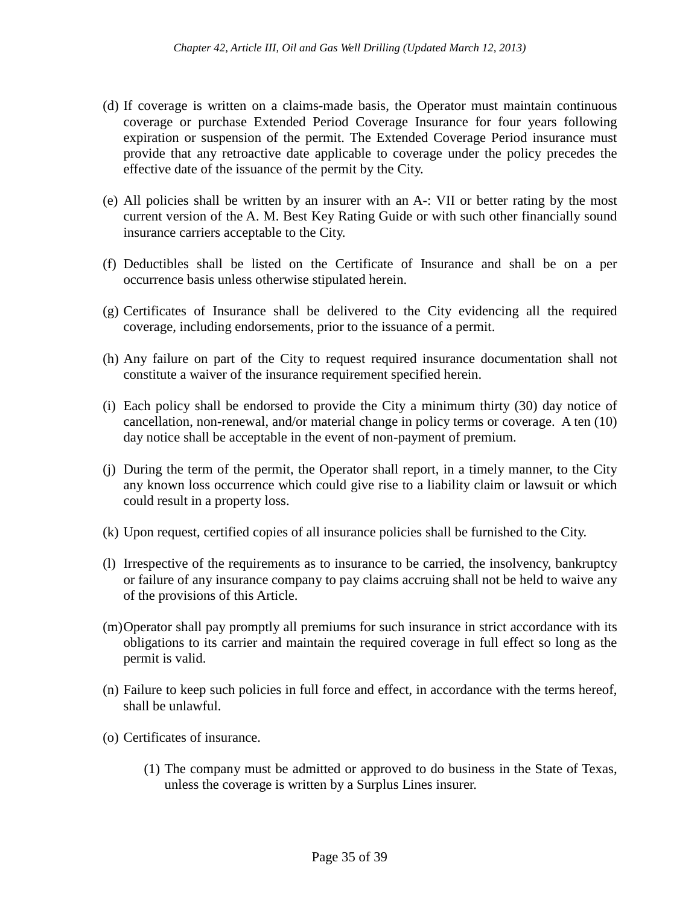(d) If coverage is written on a claims-made basis, the Operator must maintain continuous coverage or purchase Extended Period Coverage Insurance for four years following expiration or suspension of the permit. The Extended Coverage Period insurance must provide that any retroactive date applicable to coverage under the policy precedes the effective date of the issuance of the permit by the City.

(e) All policies shall be written by an insurer with an A-: VII or better rating by the most current version of the A. M. Best Key Rating Guide or with such other financially sound insurance carriers acceptable to the City.

(f) Deductibles shall be listed on the Certificate of Insurance and shall be on a per occurrence basis unless otherwise stipulated herein.

(g) Certificates of Insurance shall be delivered to the City evidencing all the required coverage, including endorsements, prior to the issuance of a permit.

(h) Any failure on part of the City to request required insurance documentation shall not constitute a waiver of the insurance requirement specified herein.

(i) Each policy shall be endorsed to provide the City a minimum thirty (30) day notice of cancellation, non-renewal, and/or material change in policy terms or coverage. A ten (10) day notice shall be acceptable in the event of non-payment of premium.

(j) During the term of the permit, the Operator shall report, in a timely manner, to the City any known loss occurrence which could give rise to a liability claim or lawsuit or which could result in a property loss.

(k) Upon request, certified copies of all insurance policies shall be furnished to the City.

(l) Irrespective of the requirements as to insurance to be carried, the insolvency, bankruptcy or failure of any insurance company to pay claims accruing shall not be held to waive any of the provisions of this Article.

(m) Operator shall pay promptly all premiums for such insurance in strict accordance with its obligations to its carrier and maintain the required coverage in full effect so long as the permit is valid.

(n) Failure to keep such policies in full force and effect, in accordance with the terms hereof, shall be unlawful.

(o) Certificates of insurance.

  (1) The company must be admitted or approved to do business in the State of Texas, unless the coverage is written by a Surplus Lines insurer.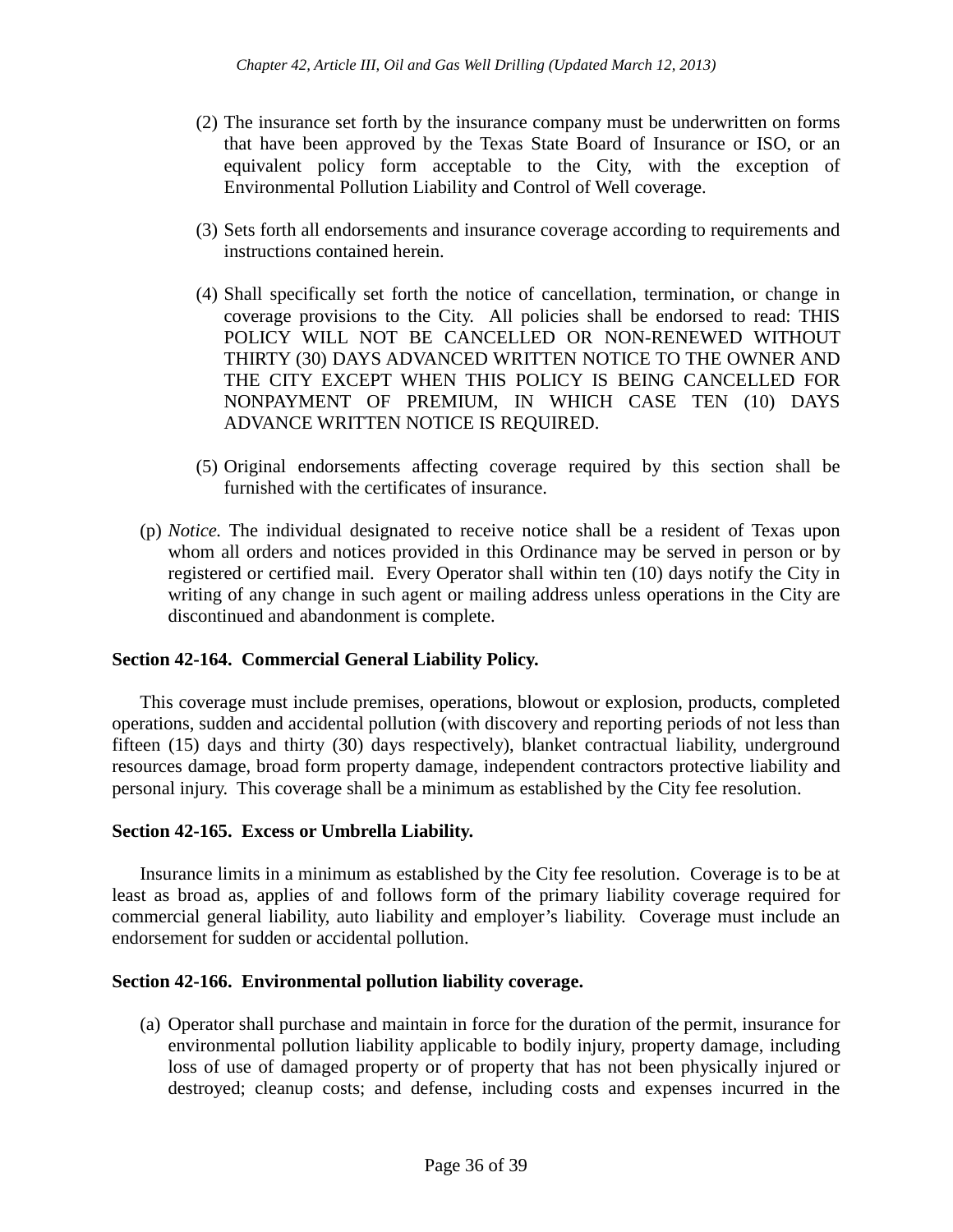(2) The insurance set forth by the insurance company must be underwritten on forms that have been approved by the Texas State Board of Insurance or ISO, or an equivalent policy form acceptable to the City, with the exception of Environmental Pollution Liability and Control of Well coverage.

(3) Sets forth all endorsements and insurance coverage according to requirements and instructions contained herein.

(4) Shall specifically set forth the notice of cancellation, termination, or change in coverage provisions to the City. All policies shall be endorsed to read: THIS POLICY WILL NOT BE CANCELLED OR NON-RENEWED WITHOUT THIRTY (30) DAYS ADVANCED WRITTEN NOTICE TO THE OWNER AND THE CITY EXCEPT WHEN THIS POLICY IS BEING CANCELLED FOR NONPAYMENT OF PREMIUM, IN WHICH CASE TEN (10) DAYS ADVANCE WRITTEN NOTICE IS REQUIRED.

(5) Original endorsements affecting coverage required by this section shall be furnished with the certificates of insurance.

(p) *Notice.* The individual designated to receive notice shall be a resident of Texas upon whom all orders and notices provided in this Ordinance may be served in person or by registered or certified mail. Every Operator shall within ten (10) days notify the City in writing of any change in such agent or mailing address unless operations in the City are discontinued and abandonment is complete.

**Section 42-164. Commercial General Liability Policy.**

This coverage must include premises, operations, blowout or explosion, products, completed operations, sudden and accidental pollution (with discovery and reporting periods of not less than fifteen (15) days and thirty (30) days respectively), blanket contractual liability, underground resources damage, broad form property damage, independent contractors protective liability and personal injury. This coverage shall be a minimum as established by the City fee resolution.

**Section 42-165. Excess or Umbrella Liability.**

Insurance limits in a minimum as established by the City fee resolution. Coverage is to be at least as broad as, applies of and follows form of the primary liability coverage required for commercial general liability, auto liability and employer's liability. Coverage must include an endorsement for sudden or accidental pollution.

**Section 42-166. Environmental pollution liability coverage.**

(a) Operator shall purchase and maintain in force for the duration of the permit, insurance for environmental pollution liability applicable to bodily injury, property damage, including loss of use of damaged property or of property that has not been physically injured or destroyed; cleanup costs; and defense, including costs and expenses incurred in the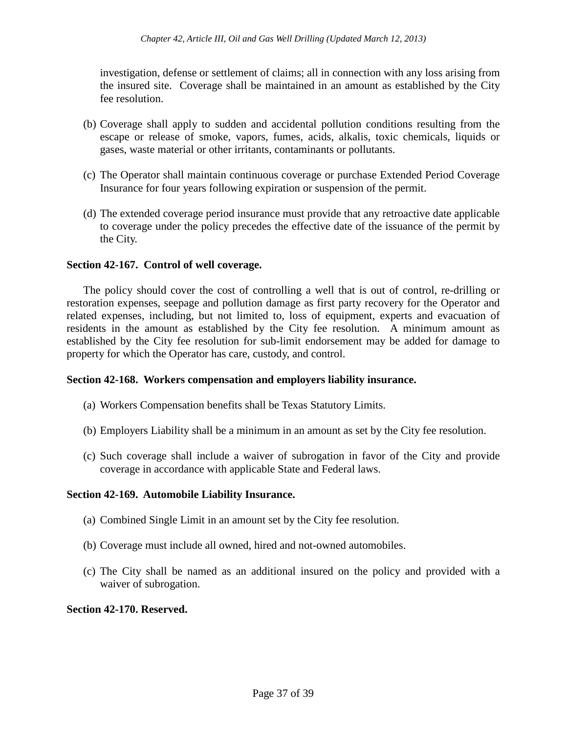investigation, defense or settlement of claims; all in connection with any loss arising from the insured site. Coverage shall be maintained in an amount as established by the City fee resolution.

(b) Coverage shall apply to sudden and accidental pollution conditions resulting from the escape or release of smoke, vapors, fumes, acids, alkalis, toxic chemicals, liquids or gases, waste material or other irritants, contaminants or pollutants.

(c) The Operator shall maintain continuous coverage or purchase Extended Period Coverage Insurance for four years following expiration or suspension of the permit.

(d) The extended coverage period insurance must provide that any retroactive date applicable to coverage under the policy precedes the effective date of the issuance of the permit by the City.

**Section 42-167. Control of well coverage.**

The policy should cover the cost of controlling a well that is out of control, re-drilling or restoration expenses, seepage and pollution damage as first party recovery for the Operator and related expenses, including, but not limited to, loss of equipment, experts and evacuation of residents in the amount as established by the City fee resolution. A minimum amount as established by the City fee resolution for sub-limit endorsement may be added for damage to property for which the Operator has care, custody, and control.

**Section 42-168. Workers compensation and employers liability insurance.**

(a) Workers Compensation benefits shall be Texas Statutory Limits.

(b) Employers Liability shall be a minimum in an amount as set by the City fee resolution.

(c) Such coverage shall include a waiver of subrogation in favor of the City and provide coverage in accordance with applicable State and Federal laws.

**Section 42-169. Automobile Liability Insurance.**

(a) Combined Single Limit in an amount set by the City fee resolution.

(b) Coverage must include all owned, hired and not-owned automobiles.

(c) The City shall be named as an additional insured on the policy and provided with a waiver of subrogation.

**Section 42-170. Reserved.**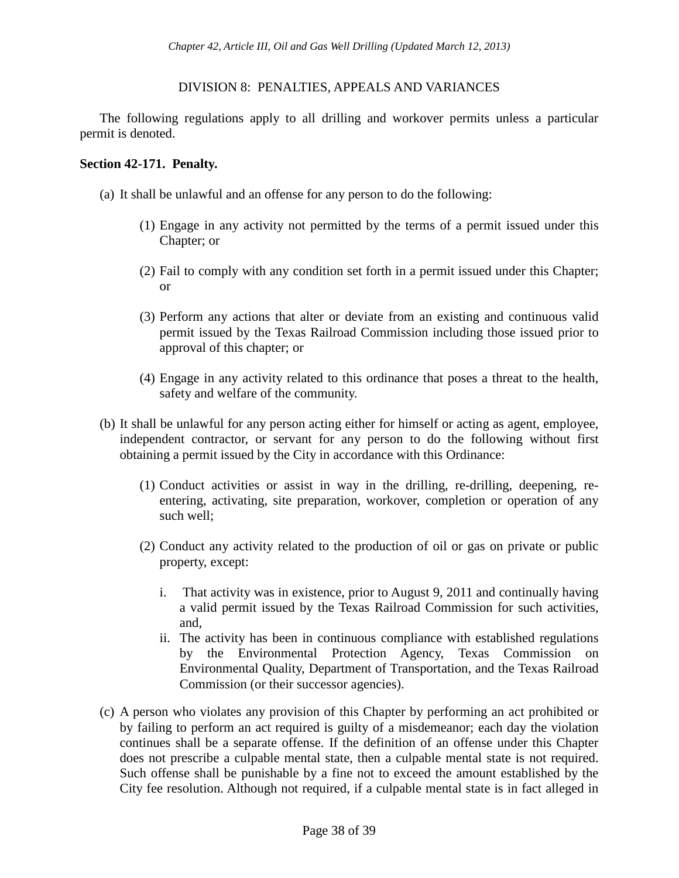## DIVISION 8: PENALTIES, APPEALS AND VARIANCES

The following regulations apply to all drilling and workover permits unless a particular permit is denoted.

### Section 42-171. Penalty.

(a) It shall be unlawful and an offense for any person to do the following:

(1) Engage in any activity not permitted by the terms of a permit issued under this Chapter; or

(2) Fail to comply with any condition set forth in a permit issued under this Chapter; or

(3) Perform any actions that alter or deviate from an existing and continuous valid permit issued by the Texas Railroad Commission including those issued prior to approval of this chapter; or

(4) Engage in any activity related to this ordinance that poses a threat to the health, safety and welfare of the community.

(b) It shall be unlawful for any person acting either for himself or acting as agent, employee, independent contractor, or servant for any person to do the following without first obtaining a permit issued by the City in accordance with this Ordinance:

(1) Conduct activities or assist in way in the drilling, re-drilling, deepening, re-entering, activating, site preparation, workover, completion or operation of any such well;

(2) Conduct any activity related to the production of oil or gas on private or public property, except:

i. That activity was in existence, prior to August 9, 2011 and continually having a valid permit issued by the Texas Railroad Commission for such activities, and,

ii. The activity has been in continuous compliance with established regulations by the Environmental Protection Agency, Texas Commission on Environmental Quality, Department of Transportation, and the Texas Railroad Commission (or their successor agencies).

(c) A person who violates any provision of this Chapter by performing an act prohibited or by failing to perform an act required is guilty of a misdemeanor; each day the violation continues shall be a separate offense. If the definition of an offense under this Chapter does not prescribe a culpable mental state, then a culpable mental state is not required. Such offense shall be punishable by a fine not to exceed the amount established by the City fee resolution. Although not required, if a culpable mental state is in fact alleged in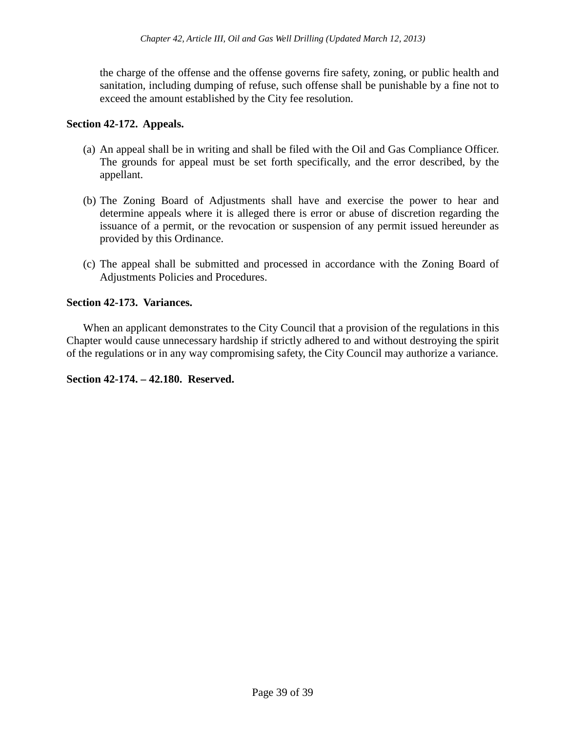the charge of the offense and the offense governs fire safety, zoning, or public health and sanitation, including dumping of refuse, such offense shall be punishable by a fine not to exceed the amount established by the City fee resolution.

**Section 42-172. Appeals.**

(a) An appeal shall be in writing and shall be filed with the Oil and Gas Compliance Officer. The grounds for appeal must be set forth specifically, and the error described, by the appellant.

(b) The Zoning Board of Adjustments shall have and exercise the power to hear and determine appeals where it is alleged there is error or abuse of discretion regarding the issuance of a permit, or the revocation or suspension of any permit issued hereunder as provided by this Ordinance.

(c) The appeal shall be submitted and processed in accordance with the Zoning Board of Adjustments Policies and Procedures.

**Section 42-173. Variances.**

When an applicant demonstrates to the City Council that a provision of the regulations in this Chapter would cause unnecessary hardship if strictly adhered to and without destroying the spirit of the regulations or in any way compromising safety, the City Council may authorize a variance.

**Section 42-174. – 42.180. Reserved.**